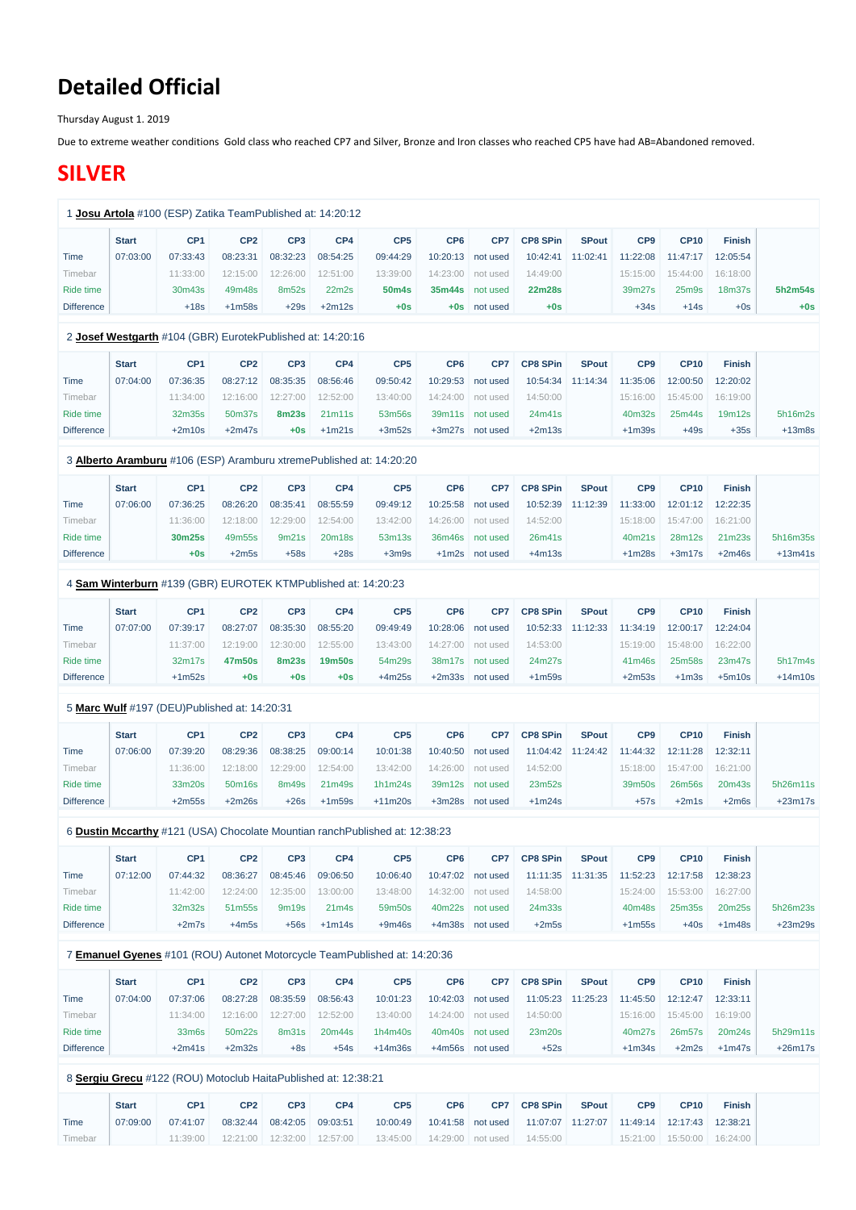# Detailed Official

Thursday August 1. 2019

Due to extreme weather conditions Gold class who reached CP7 and Silver, Bronze and Iron classes who reached CP5 have had AB=Abandoned removed.

## SILVER

1 **Josu Artola** #100 (ESP) Zatika TeamPublished at: 14:20:12

| | Start | CP1 | CP2 | CP3 | CP4 | CP5 | CP6 | CP7 | CP8 SPin | SPout | CP9 | CP10 | Finish | |
|---|---|---|---|---|---|---|---|---|---|---|---|---|---|---|
| Time | 07:03:00 | 07:33:43 | 08:23:31 | 08:32:23 | 08:54:25 | 09:44:29 | 10:20:13 | not used | 10:42:41 | 11:02:41 | 11:22:08 | 11:47:17 | 12:05:54 | |
| Timebar | | 11:33:00 | 12:15:00 | 12:26:00 | 12:51:00 | 13:39:00 | 14:23:00 | not used | 14:49:00 | | 15:15:00 | 15:44:00 | 16:18:00 | |
| Ride time | | 30m43s | 49m48s | 8m52s | 22m2s | **50m4s** | **35m44s** | not used | **22m28s** | | 39m27s | 25m9s | 18m37s | **5h2m54s** |
| Difference | | +18s | +1m58s | +29s | +2m12s | **+0s** | **+0s** | not used | **+0s** | | +34s | +14s | +0s | **+0s** |

2 **Josef Westgarth** #104 (GBR) EurotekPublished at: 14:20:16

| | Start | CP1 | CP2 | CP3 | CP4 | CP5 | CP6 | CP7 | CP8 SPin | SPout | CP9 | CP10 | Finish | |
|---|---|---|---|---|---|---|---|---|---|---|---|---|---|---|
| Time | 07:04:00 | 07:36:35 | 08:27:12 | 08:35:35 | 08:56:46 | 09:50:42 | 10:29:53 | not used | 10:54:34 | 11:14:34 | 11:35:06 | 12:00:50 | 12:20:02 | |
| Timebar | | 11:34:00 | 12:16:00 | 12:27:00 | 12:52:00 | 13:40:00 | 14:24:00 | not used | 14:50:00 | | 15:16:00 | 15:45:00 | 16:19:00 | |
| Ride time | | 32m35s | 50m37s | **8m23s** | 21m11s | 53m56s | 39m11s | not used | 24m41s | | 40m32s | 25m44s | 19m12s | 5h16m2s |
| Difference | | +2m10s | +2m47s | **+0s** | +1m21s | +3m52s | +3m27s | not used | +2m13s | | +1m39s | +49s | +35s | +13m8s |

3 **Alberto Aramburu** #106 (ESP) Aramburu xtremePublished at: 14:20:20

| | Start | CP1 | CP2 | CP3 | CP4 | CP5 | CP6 | CP7 | CP8 SPin | SPout | CP9 | CP10 | Finish | |
|---|---|---|---|---|---|---|---|---|---|---|---|---|---|---|
| Time | 07:06:00 | 07:36:25 | 08:26:20 | 08:35:41 | 08:55:59 | 09:49:12 | 10:25:58 | not used | 10:52:39 | 11:12:39 | 11:33:00 | 12:01:12 | 12:22:35 | |
| Timebar | | 11:36:00 | 12:18:00 | 12:29:00 | 12:54:00 | 13:42:00 | 14:26:00 | not used | 14:52:00 | | 15:18:00 | 15:47:00 | 16:21:00 | |
| Ride time | | **30m25s** | 49m55s | 9m21s | 20m18s | 53m13s | 36m46s | not used | 26m41s | | 40m21s | 28m12s | 21m23s | 5h16m35s |
| Difference | | **+0s** | +2m5s | +58s | +28s | +3m9s | +1m2s | not used | +4m13s | | +1m28s | +3m17s | +2m46s | +13m41s |

4 **Sam Winterburn** #139 (GBR) EUROTEK KTMPublished at: 14:20:23

| | Start | CP1 | CP2 | CP3 | CP4 | CP5 | CP6 | CP7 | CP8 SPin | SPout | CP9 | CP10 | Finish | |
|---|---|---|---|---|---|---|---|---|---|---|---|---|---|---|
| Time | 07:07:00 | 07:39:17 | 08:27:07 | 08:35:30 | 08:55:20 | 09:49:49 | 10:28:06 | not used | 10:52:33 | 11:12:33 | 11:34:19 | 12:00:17 | 12:24:04 | |
| Timebar | | 11:37:00 | 12:19:00 | 12:30:00 | 12:55:00 | 13:43:00 | 14:27:00 | not used | 14:53:00 | | 15:19:00 | 15:48:00 | 16:22:00 | |
| Ride time | | 32m17s | **47m50s** | **8m23s** | **19m50s** | 54m29s | 38m17s | not used | 24m27s | | 41m46s | 25m58s | 23m47s | 5h17m4s |
| Difference | | +1m52s | **+0s** | **+0s** | **+0s** | +4m25s | +2m33s | not used | +1m59s | | +2m53s | +1m3s | +5m10s | +14m10s |

5 **Marc Wulf** #197 (DEU)Published at: 14:20:31

| | Start | CP1 | CP2 | CP3 | CP4 | CP5 | CP6 | CP7 | CP8 SPin | SPout | CP9 | CP10 | Finish | |
|---|---|---|---|---|---|---|---|---|---|---|---|---|---|---|
| Time | 07:06:00 | 07:39:20 | 08:29:36 | 08:38:25 | 09:00:14 | 10:01:38 | 10:40:50 | not used | 11:04:42 | 11:24:42 | 11:44:32 | 12:11:28 | 12:32:11 | |
| Timebar | | 11:36:00 | 12:18:00 | 12:29:00 | 12:54:00 | 13:42:00 | 14:26:00 | not used | 14:52:00 | | 15:18:00 | 15:47:00 | 16:21:00 | |
| Ride time | | 33m20s | 50m16s | 8m49s | 21m49s | 1h1m24s | 39m12s | not used | 23m52s | | 39m50s | 26m56s | 20m43s | 5h26m11s |
| Difference | | +2m55s | +2m26s | +26s | +1m59s | +11m20s | +3m28s | not used | +1m24s | | +57s | +2m1s | +2m6s | +23m17s |

6 **Dustin Mccarthy** #121 (USA) Chocolate Mountian ranchPublished at: 12:38:23

| | Start | CP1 | CP2 | CP3 | CP4 | CP5 | CP6 | CP7 | CP8 SPin | SPout | CP9 | CP10 | Finish | |
|---|---|---|---|---|---|---|---|---|---|---|---|---|---|---|
| Time | 07:12:00 | 07:44:32 | 08:36:27 | 08:45:46 | 09:06:50 | 10:06:40 | 10:47:02 | not used | 11:11:35 | 11:31:35 | 11:52:23 | 12:17:58 | 12:38:23 | |
| Timebar | | 11:42:00 | 12:24:00 | 12:35:00 | 13:00:00 | 13:48:00 | 14:32:00 | not used | 14:58:00 | | 15:24:00 | 15:53:00 | 16:27:00 | |
| Ride time | | 32m32s | 51m55s | 9m19s | 21m4s | 59m50s | 40m22s | not used | 24m33s | | 40m48s | 25m35s | 20m25s | 5h26m23s |
| Difference | | +2m7s | +4m5s | +56s | +1m14s | +9m46s | +4m38s | not used | +2m5s | | +1m55s | +40s | +1m48s | +23m29s |

7 **Emanuel Gyenes** #101 (ROU) Autonet Motorcycle TeamPublished at: 14:20:36

| | Start | CP1 | CP2 | CP3 | CP4 | CP5 | CP6 | CP7 | CP8 SPin | SPout | CP9 | CP10 | Finish | |
|---|---|---|---|---|---|---|---|---|---|---|---|---|---|---|
| Time | 07:04:00 | 07:37:06 | 08:27:28 | 08:35:59 | 08:56:43 | 10:01:23 | 10:42:03 | not used | 11:05:23 | 11:25:23 | 11:45:50 | 12:12:47 | 12:33:11 | |
| Timebar | | 11:34:00 | 12:16:00 | 12:27:00 | 12:52:00 | 13:40:00 | 14:24:00 | not used | 14:50:00 | | 15:16:00 | 15:45:00 | 16:19:00 | |
| Ride time | | 33m6s | 50m22s | 8m31s | 20m44s | 1h4m40s | 40m40s | not used | 23m20s | | 40m27s | 26m57s | 20m24s | 5h29m11s |
| Difference | | +2m41s | +2m32s | +8s | +54s | +14m36s | +4m56s | not used | +52s | | +1m34s | +2m2s | +1m47s | +26m17s |

8 **Sergiu Grecu** #122 (ROU) Motoclub HaitaPublished at: 12:38:21

| | Start | CP1 | CP2 | CP3 | CP4 | CP5 | CP6 | CP7 | CP8 SPin | SPout | CP9 | CP10 | Finish | |
|---|---|---|---|---|---|---|---|---|---|---|---|---|---|---|
| Time | 07:09:00 | 07:41:07 | 08:32:44 | 08:42:05 | 09:03:51 | 10:00:49 | 10:41:58 | not used | 11:07:07 | 11:27:07 | 11:49:14 | 12:17:43 | 12:38:21 | |
| Timebar | | 11:39:00 | 12:21:00 | 12:32:00 | 12:57:00 | 13:45:00 | 14:29:00 | not used | 14:55:00 | | 15:21:00 | 15:50:00 | 16:24:00 | |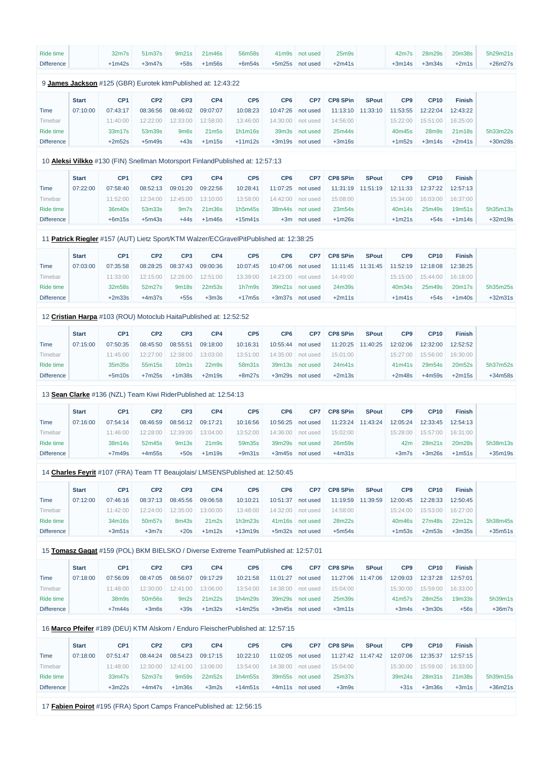| | Start | CP1 | CP2 | CP3 | CP4 | CP5 | CP6 | CP7 | CP8 SPin | SPout | CP9 | CP10 | Finish | |
|---|---|---|---|---|---|---|---|---|---|---|---|---|---|---|
| Ride time | | 32m7s | 51m37s | 9m21s | 21m46s | 56m58s | 41m9s | not used | 25m9s | | 42m7s | 28m29s | 20m38s | 5h29m21s |
| Difference | | +1m42s | +3m47s | +58s | +1m56s | +6m54s | +5m25s | not used | +2m41s | | +3m14s | +3m34s | +2m1s | +26m27s |

9 **James Jackson** #125 (GBR) Eurotek ktmPublished at: 12:43:22

| | Start | CP1 | CP2 | CP3 | CP4 | CP5 | CP6 | CP7 | CP8 SPin | SPout | CP9 | CP10 | Finish | |
|---|---|---|---|---|---|---|---|---|---|---|---|---|---|---|
| Time | 07:10:00 | 07:43:17 | 08:36:56 | 08:46:02 | 09:07:07 | 10:08:23 | 10:47:26 | not used | 11:13:10 | 11:33:10 | 11:53:55 | 12:22:04 | 12:43:22 | |
| Timebar | | 11:40:00 | 12:22:00 | 12:33:00 | 12:58:00 | 13:46:00 | 14:30:00 | not used | 14:56:00 | | 15:22:00 | 15:51:00 | 16:25:00 | |
| Ride time | | 33m17s | 53m39s | 9m6s | 21m5s | 1h1m16s | 39m3s | not used | 25m44s | | 40m45s | 28m9s | 21m18s | 5h33m22s |
| Difference | | +2m52s | +5m49s | +43s | +1m15s | +11m12s | +3m19s | not used | +3m16s | | +1m52s | +3m14s | +2m41s | +30m28s |

10 **Aleksi Vilkko** #130 (FIN) Snellman Motorsport FinlandPublished at: 12:57:13

| | Start | CP1 | CP2 | CP3 | CP4 | CP5 | CP6 | CP7 | CP8 SPin | SPout | CP9 | CP10 | Finish | |
|---|---|---|---|---|---|---|---|---|---|---|---|---|---|---|
| Time | 07:22:00 | 07:58:40 | 08:52:13 | 09:01:20 | 09:22:56 | 10:28:41 | 11:07:25 | not used | 11:31:19 | 11:51:19 | 12:11:33 | 12:37:22 | 12:57:13 | |
| Timebar | | 11:52:00 | 12:34:00 | 12:45:00 | 13:10:00 | 13:58:00 | 14:42:00 | not used | 15:08:00 | | 15:34:00 | 16:03:00 | 16:37:00 | |
| Ride time | | 36m40s | 53m33s | 9m7s | 21m36s | 1h5m45s | 38m44s | not used | 23m54s | | 40m14s | 25m49s | 19m51s | 5h35m13s |
| Difference | | +6m15s | +5m43s | +44s | +1m46s | +15m41s | +3m | not used | +1m26s | | +1m21s | +54s | +1m14s | +32m19s |

11 **Patrick Riegler** #157 (AUT) Lietz Sport/KTM Walzer/ECGravelPitPublished at: 12:38:25

| | Start | CP1 | CP2 | CP3 | CP4 | CP5 | CP6 | CP7 | CP8 SPin | SPout | CP9 | CP10 | Finish | |
|---|---|---|---|---|---|---|---|---|---|---|---|---|---|---|
| Time | 07:03:00 | 07:35:58 | 08:28:25 | 08:37:43 | 09:00:36 | 10:07:45 | 10:47:06 | not used | 11:11:45 | 11:31:45 | 11:52:19 | 12:18:08 | 12:38:25 | |
| Timebar | | 11:33:00 | 12:15:00 | 12:26:00 | 12:51:00 | 13:39:00 | 14:23:00 | not used | 14:49:00 | | 15:15:00 | 15:44:00 | 16:18:00 | |
| Ride time | | 32m58s | 52m27s | 9m18s | 22m53s | 1h7m9s | 39m21s | not used | 24m39s | | 40m34s | 25m49s | 20m17s | 5h35m25s |
| Difference | | +2m33s | +4m37s | +55s | +3m3s | +17m5s | +3m37s | not used | +2m11s | | +1m41s | +54s | +1m40s | +32m31s |

12 **Cristian Harpa** #103 (ROU) Motoclub HaitaPublished at: 12:52:52

| | Start | CP1 | CP2 | CP3 | CP4 | CP5 | CP6 | CP7 | CP8 SPin | SPout | CP9 | CP10 | Finish | |
|---|---|---|---|---|---|---|---|---|---|---|---|---|---|---|
| Time | 07:15:00 | 07:50:35 | 08:45:50 | 08:55:51 | 09:18:00 | 10:16:31 | 10:55:44 | not used | 11:20:25 | 11:40:25 | 12:02:06 | 12:32:00 | 12:52:52 | |
| Timebar | | 11:45:00 | 12:27:00 | 12:38:00 | 13:03:00 | 13:51:00 | 14:35:00 | not used | 15:01:00 | | 15:27:00 | 15:56:00 | 16:30:00 | |
| Ride time | | 35m35s | 55m15s | 10m1s | 22m9s | 58m31s | 39m13s | not used | 24m41s | | 41m41s | 29m54s | 20m52s | 5h37m52s |
| Difference | | +5m10s | +7m25s | +1m38s | +2m19s | +8m27s | +3m29s | not used | +2m13s | | +2m48s | +4m59s | +2m15s | +34m58s |

13 **Sean Clarke** #136 (NZL) Team Kiwi RiderPublished at: 12:54:13

| | Start | CP1 | CP2 | CP3 | CP4 | CP5 | CP6 | CP7 | CP8 SPin | SPout | CP9 | CP10 | Finish | |
|---|---|---|---|---|---|---|---|---|---|---|---|---|---|---|
| Time | 07:16:00 | 07:54:14 | 08:46:59 | 08:56:12 | 09:17:21 | 10:16:56 | 10:56:25 | not used | 11:23:24 | 11:43:24 | 12:05:24 | 12:33:45 | 12:54:13 | |
| Timebar | | 11:46:00 | 12:28:00 | 12:39:00 | 13:04:00 | 13:52:00 | 14:36:00 | not used | 15:02:00 | | 15:28:00 | 15:57:00 | 16:31:00 | |
| Ride time | | 38m14s | 52m45s | 9m13s | 21m9s | 59m35s | 39m29s | not used | 26m59s | | 42m | 28m21s | 20m28s | 5h38m13s |
| Difference | | +7m49s | +4m55s | +50s | +1m19s | +9m31s | +3m45s | not used | +4m31s | | +3m7s | +3m26s | +1m51s | +35m19s |

14 **Charles Feyrit** #107 (FRA) Team TT Beaujolais/ LMSENSPublished at: 12:50:45

| | Start | CP1 | CP2 | CP3 | CP4 | CP5 | CP6 | CP7 | CP8 SPin | SPout | CP9 | CP10 | Finish | |
|---|---|---|---|---|---|---|---|---|---|---|---|---|---|---|
| Time | 07:12:00 | 07:46:16 | 08:37:13 | 08:45:56 | 09:06:58 | 10:10:21 | 10:51:37 | not used | 11:19:59 | 11:39:59 | 12:00:45 | 12:28:33 | 12:50:45 | |
| Timebar | | 11:42:00 | 12:24:00 | 12:35:00 | 13:00:00 | 13:48:00 | 14:32:00 | not used | 14:58:00 | | 15:24:00 | 15:53:00 | 16:27:00 | |
| Ride time | | 34m16s | 50m57s | 8m43s | 21m2s | 1h3m23s | 41m16s | not used | 28m22s | | 40m46s | 27m48s | 22m12s | 5h38m45s |
| Difference | | +3m51s | +3m7s | +20s | +1m12s | +13m19s | +5m32s | not used | +5m54s | | +1m53s | +2m53s | +3m35s | +35m51s |

15 **Tomasz Gagat** #159 (POL) BKM BIELSKO / Diverse Extreme TeamPublished at: 12:57:01

| | Start | CP1 | CP2 | CP3 | CP4 | CP5 | CP6 | CP7 | CP8 SPin | SPout | CP9 | CP10 | Finish | |
|---|---|---|---|---|---|---|---|---|---|---|---|---|---|---|
| Time | 07:18:00 | 07:56:09 | 08:47:05 | 08:56:07 | 09:17:29 | 10:21:58 | 11:01:27 | not used | 11:27:06 | 11:47:06 | 12:09:03 | 12:37:28 | 12:57:01 | |
| Timebar | | 11:48:00 | 12:30:00 | 12:41:00 | 13:06:00 | 13:54:00 | 14:38:00 | not used | 15:04:00 | | 15:30:00 | 15:59:00 | 16:33:00 | |
| Ride time | | 38m9s | 50m56s | 9m2s | 21m22s | 1h4m29s | 39m29s | not used | 25m39s | | 41m57s | 28m25s | 19m33s | 5h39m1s |
| Difference | | +7m44s | +3m6s | +39s | +1m32s | +14m25s | +3m45s | not used | +3m11s | | +3m4s | +3m30s | +56s | +36m7s |

16 **Marco Pfeifer** #189 (DEU) KTM Alskom / Enduro FleischerPublished at: 12:57:15

| | Start | CP1 | CP2 | CP3 | CP4 | CP5 | CP6 | CP7 | CP8 SPin | SPout | CP9 | CP10 | Finish | |
|---|---|---|---|---|---|---|---|---|---|---|---|---|---|---|
| Time | 07:18:00 | 07:51:47 | 08:44:24 | 08:54:23 | 09:17:15 | 10:22:10 | 11:02:05 | not used | 11:27:42 | 11:47:42 | 12:07:06 | 12:35:37 | 12:57:15 | |
| Timebar | | 11:48:00 | 12:30:00 | 12:41:00 | 13:06:00 | 13:54:00 | 14:38:00 | not used | 15:04:00 | | 15:30:00 | 15:59:00 | 16:33:00 | |
| Ride time | | 33m47s | 52m37s | 9m59s | 22m52s | 1h4m55s | 39m55s | not used | 25m37s | | 39m24s | 28m31s | 21m38s | 5h39m15s |
| Difference | | +3m22s | +4m47s | +1m36s | +3m2s | +14m51s | +4m11s | not used | +3m9s | | +31s | +3m36s | +3m1s | +36m21s |

17 **Fabien Poirot** #195 (FRA) Sport Camps FrancePublished at: 12:56:15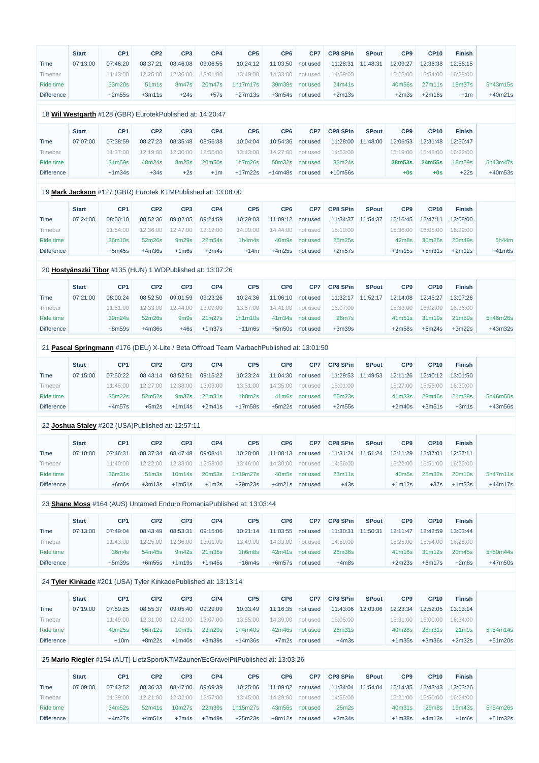| | Start | CP1 | CP2 | CP3 | CP4 | CP5 | CP6 | CP7 | CP8 SPin | SPout | CP9 | CP10 | Finish | |
|---|---|---|---|---|---|---|---|---|---|---|---|---|---|---|
| Time | 07:13:00 | 07:46:20 | 08:37:21 | 08:46:08 | 09:06:55 | 10:24:12 | 11:03:50 | not used | 11:28:31 | 11:48:31 | 12:09:27 | 12:36:38 | 12:56:15 | |
| Timebar | | 11:43:00 | 12:25:00 | 12:36:00 | 13:01:00 | 13:49:00 | 14:33:00 | not used | 14:59:00 | | 15:25:00 | 15:54:00 | 16:28:00 | |
| Ride time | | 33m20s | 51m1s | 8m47s | 20m47s | 1h17m17s | 39m38s | not used | 24m41s | | 40m56s | 27m11s | 19m37s | 5h43m15s |
| Difference | | +2m55s | +3m11s | +24s | +57s | +27m13s | +3m54s | not used | +2m13s | | +2m3s | +2m16s | +1m | +40m21s |

18 **Wil Westgarth** #128 (GBR) EurotekPublished at: 14:20:47

| | Start | CP1 | CP2 | CP3 | CP4 | CP5 | CP6 | CP7 | CP8 SPin | SPout | CP9 | CP10 | Finish | |
|---|---|---|---|---|---|---|---|---|---|---|---|---|---|---|
| Time | 07:07:00 | 07:38:59 | 08:27:23 | 08:35:48 | 08:56:38 | 10:04:04 | 10:54:36 | not used | 11:28:00 | 11:48:00 | 12:06:53 | 12:31:48 | 12:50:47 | |
| Timebar | | 11:37:00 | 12:19:00 | 12:30:00 | 12:55:00 | 13:43:00 | 14:27:00 | not used | 14:53:00 | | 15:19:00 | 15:48:00 | 16:22:00 | |
| Ride time | | 31m59s | 48m24s | 8m25s | 20m50s | 1h7m26s | 50m32s | not used | 33m24s | | **38m53s** | **24m55s** | 18m59s | 5h43m47s |
| Difference | | +1m34s | +34s | +2s | +1m | +17m22s | +14m48s | not used | +10m56s | | **+0s** | **+0s** | +22s | +40m53s |

19 **Mark Jackson** #127 (GBR) Eurotek KTMPublished at: 13:08:00

| | Start | CP1 | CP2 | CP3 | CP4 | CP5 | CP6 | CP7 | CP8 SPin | SPout | CP9 | CP10 | Finish | |
|---|---|---|---|---|---|---|---|---|---|---|---|---|---|---|
| Time | 07:24:00 | 08:00:10 | 08:52:36 | 09:02:05 | 09:24:59 | 10:29:03 | 11:09:12 | not used | 11:34:37 | 11:54:37 | 12:16:45 | 12:47:11 | 13:08:00 | |
| Timebar | | 11:54:00 | 12:36:00 | 12:47:00 | 13:12:00 | 14:00:00 | 14:44:00 | not used | 15:10:00 | | 15:36:00 | 16:05:00 | 16:39:00 | |
| Ride time | | 36m10s | 52m26s | 9m29s | 22m54s | 1h4m4s | 40m9s | not used | 25m25s | | 42m8s | 30m26s | 20m49s | 5h44m |
| Difference | | +5m45s | +4m36s | +1m6s | +3m4s | +14m | +4m25s | not used | +2m57s | | +3m15s | +5m31s | +2m12s | +41m6s |

20 **Hostyánszki Tibor** #135 (HUN) 1 WDPublished at: 13:07:26

| | Start | CP1 | CP2 | CP3 | CP4 | CP5 | CP6 | CP7 | CP8 SPin | SPout | CP9 | CP10 | Finish | |
|---|---|---|---|---|---|---|---|---|---|---|---|---|---|---|
| Time | 07:21:00 | 08:00:24 | 08:52:50 | 09:01:59 | 09:23:26 | 10:24:36 | 11:06:10 | not used | 11:32:17 | 11:52:17 | 12:14:08 | 12:45:27 | 13:07:26 | |
| Timebar | | 11:51:00 | 12:33:00 | 12:44:00 | 13:09:00 | 13:57:00 | 14:41:00 | not used | 15:07:00 | | 15:33:00 | 16:02:00 | 16:36:00 | |
| Ride time | | 39m24s | 52m26s | 9m9s | 21m27s | 1h1m10s | 41m34s | not used | 26m7s | | 41m51s | 31m19s | 21m59s | 5h46m26s |
| Difference | | +8m59s | +4m36s | +46s | +1m37s | +11m6s | +5m50s | not used | +3m39s | | +2m58s | +6m24s | +3m22s | +43m32s |

21 **Pascal Springmann** #176 (DEU) X-Lite / Beta Offroad Team MarbachPublished at: 13:01:50

| | Start | CP1 | CP2 | CP3 | CP4 | CP5 | CP6 | CP7 | CP8 SPin | SPout | CP9 | CP10 | Finish | |
|---|---|---|---|---|---|---|---|---|---|---|---|---|---|---|
| Time | 07:15:00 | 07:50:22 | 08:43:14 | 08:52:51 | 09:15:22 | 10:23:24 | 11:04:30 | not used | 11:29:53 | 11:49:53 | 12:11:26 | 12:40:12 | 13:01:50 | |
| Timebar | | 11:45:00 | 12:27:00 | 12:38:00 | 13:03:00 | 13:51:00 | 14:35:00 | not used | 15:01:00 | | 15:27:00 | 15:56:00 | 16:30:00 | |
| Ride time | | 35m22s | 52m52s | 9m37s | 22m31s | 1h8m2s | 41m6s | not used | 25m23s | | 41m33s | 28m46s | 21m38s | 5h46m50s |
| Difference | | +4m57s | +5m2s | +1m14s | +2m41s | +17m58s | +5m22s | not used | +2m55s | | +2m40s | +3m51s | +3m1s | +43m56s |

22 **Joshua Staley** #202 (USA)Published at: 12:57:11

| | Start | CP1 | CP2 | CP3 | CP4 | CP5 | CP6 | CP7 | CP8 SPin | SPout | CP9 | CP10 | Finish | |
|---|---|---|---|---|---|---|---|---|---|---|---|---|---|---|
| Time | 07:10:00 | 07:46:31 | 08:37:34 | 08:47:48 | 09:08:41 | 10:28:08 | 11:08:13 | not used | 11:31:24 | 11:51:24 | 12:11:29 | 12:37:01 | 12:57:11 | |
| Timebar | | 11:40:00 | 12:22:00 | 12:33:00 | 12:58:00 | 13:46:00 | 14:30:00 | not used | 14:56:00 | | 15:22:00 | 15:51:00 | 16:25:00 | |
| Ride time | | 36m31s | 51m3s | 10m14s | 20m53s | 1h19m27s | 40m5s | not used | 23m11s | | 40m5s | 25m32s | 20m10s | 5h47m11s |
| Difference | | +6m6s | +3m13s | +1m51s | +1m3s | +29m23s | +4m21s | not used | +43s | | +1m12s | +37s | +1m33s | +44m17s |

23 **Shane Moss** #164 (AUS) Untamed Enduro RomaniaPublished at: 13:03:44

| | Start | CP1 | CP2 | CP3 | CP4 | CP5 | CP6 | CP7 | CP8 SPin | SPout | CP9 | CP10 | Finish | |
|---|---|---|---|---|---|---|---|---|---|---|---|---|---|---|
| Time | 07:13:00 | 07:49:04 | 08:43:49 | 08:53:31 | 09:15:06 | 10:21:14 | 11:03:55 | not used | 11:30:31 | 11:50:31 | 12:11:47 | 12:42:59 | 13:03:44 | |
| Timebar | | 11:43:00 | 12:25:00 | 12:36:00 | 13:01:00 | 13:49:00 | 14:33:00 | not used | 14:59:00 | | 15:25:00 | 15:54:00 | 16:28:00 | |
| Ride time | | 36m4s | 54m45s | 9m42s | 21m35s | 1h6m8s | 42m41s | not used | 26m36s | | 41m16s | 31m12s | 20m45s | 5h50m44s |
| Difference | | +5m39s | +6m55s | +1m19s | +1m45s | +16m4s | +6m57s | not used | +4m8s | | +2m23s | +6m17s | +2m8s | +47m50s |

24 **Tyler Kinkade** #201 (USA) Tyler KinkadePublished at: 13:13:14

| | Start | CP1 | CP2 | CP3 | CP4 | CP5 | CP6 | CP7 | CP8 SPin | SPout | CP9 | CP10 | Finish | |
|---|---|---|---|---|---|---|---|---|---|---|---|---|---|---|
| Time | 07:19:00 | 07:59:25 | 08:55:37 | 09:05:40 | 09:29:09 | 10:33:49 | 11:16:35 | not used | 11:43:06 | 12:03:06 | 12:23:34 | 12:52:05 | 13:13:14 | |
| Timebar | | 11:49:00 | 12:31:00 | 12:42:00 | 13:07:00 | 13:55:00 | 14:39:00 | not used | 15:05:00 | | 15:31:00 | 16:00:00 | 16:34:00 | |
| Ride time | | 40m25s | 56m12s | 10m3s | 23m29s | 1h4m40s | 42m46s | not used | 26m31s | | 40m28s | 28m31s | 21m9s | 5h54m14s |
| Difference | | +10m | +8m22s | +1m40s | +3m39s | +14m36s | +7m2s | not used | +4m3s | | +1m35s | +3m36s | +2m32s | +51m20s |

25 **Mario Riegler** #154 (AUT) LietzSport/KTMZauner/EcGravelPitPublished at: 13:03:26

| | Start | CP1 | CP2 | CP3 | CP4 | CP5 | CP6 | CP7 | CP8 SPin | SPout | CP9 | CP10 | Finish | |
|---|---|---|---|---|---|---|---|---|---|---|---|---|---|---|
| Time | 07:09:00 | 07:43:52 | 08:36:33 | 08:47:00 | 09:09:39 | 10:25:06 | 11:09:02 | not used | 11:34:04 | 11:54:04 | 12:14:35 | 12:43:43 | 13:03:26 | |
| Timebar | | 11:39:00 | 12:21:00 | 12:32:00 | 12:57:00 | 13:45:00 | 14:29:00 | not used | 14:55:00 | | 15:21:00 | 15:50:00 | 16:24:00 | |
| Ride time | | 34m52s | 52m41s | 10m27s | 22m39s | 1h15m27s | 43m56s | not used | 25m2s | | 40m31s | 29m8s | 19m43s | 5h54m26s |
| Difference | | +4m27s | +4m51s | +2m4s | +2m49s | +25m23s | +8m12s | not used | +2m34s | | +1m38s | +4m13s | +1m6s | +51m32s |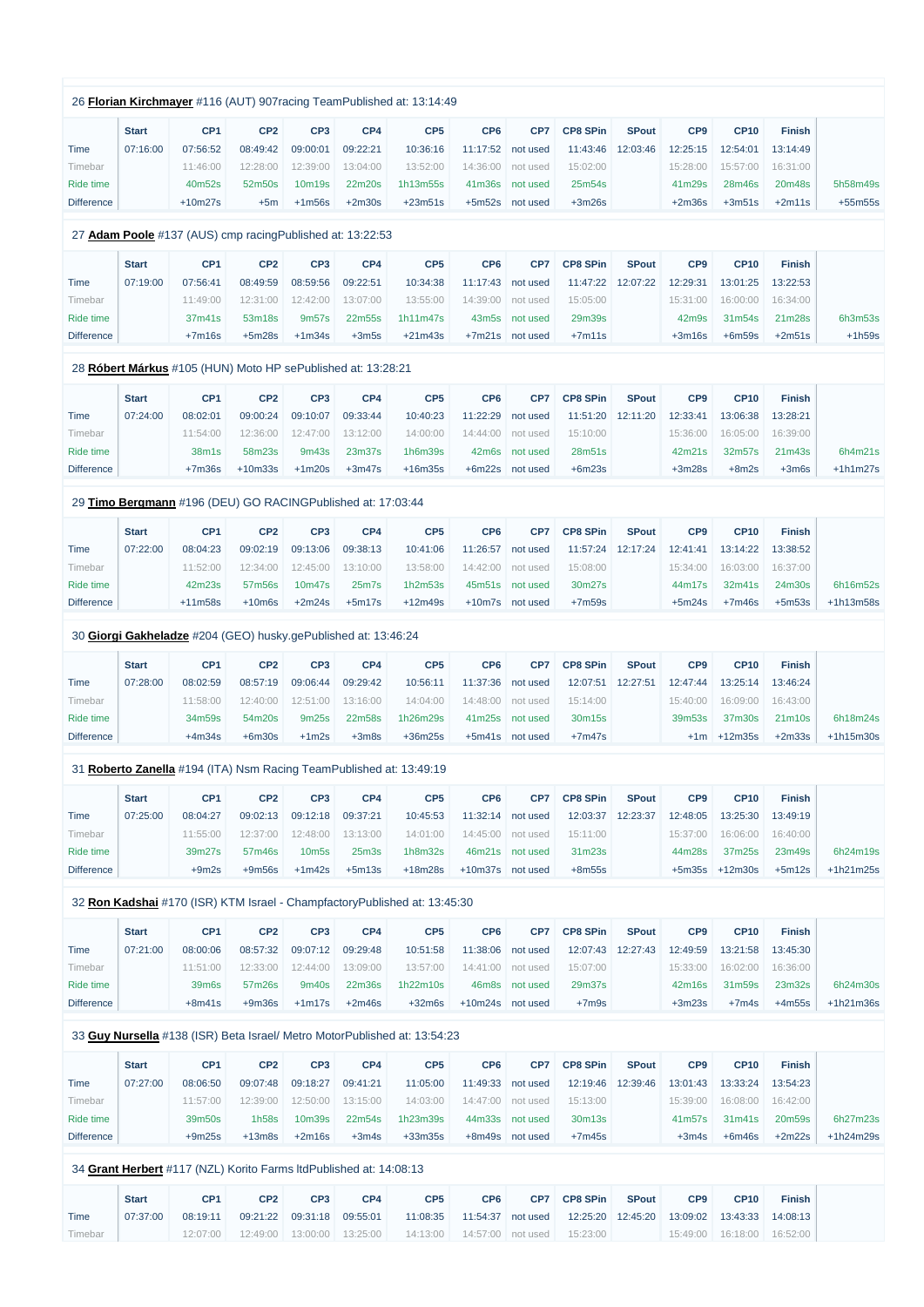26 **Florian Kirchmayer** #116 (AUT) 907racing TeamPublished at: 13:14:49

| | Start | CP1 | CP2 | CP3 | CP4 | CP5 | CP6 | CP7 | CP8 SPin | SPout | CP9 | CP10 | Finish | |
|---|---|---|---|---|---|---|---|---|---|---|---|---|---|---|
| Time | 07:16:00 | 07:56:52 | 08:49:42 | 09:00:01 | 09:22:21 | 10:36:16 | 11:17:52 | not used | 11:43:46 | 12:03:46 | 12:25:15 | 12:54:01 | 13:14:49 | |
| Timebar | | 11:46:00 | 12:28:00 | 12:39:00 | 13:04:00 | 13:52:00 | 14:36:00 | not used | 15:02:00 | | 15:28:00 | 15:57:00 | 16:31:00 | |
| Ride time | | 40m52s | 52m50s | 10m19s | 22m20s | 1h13m55s | 41m36s | not used | 25m54s | | 41m29s | 28m46s | 20m48s | 5h58m49s |
| Difference | | +10m27s | +5m | +1m56s | +2m30s | +23m51s | +5m52s | not used | +3m26s | | +2m36s | +3m51s | +2m11s | +55m55s |

27 **Adam Poole** #137 (AUS) cmp racingPublished at: 13:22:53

| | Start | CP1 | CP2 | CP3 | CP4 | CP5 | CP6 | CP7 | CP8 SPin | SPout | CP9 | CP10 | Finish | |
|---|---|---|---|---|---|---|---|---|---|---|---|---|---|---|
| Time | 07:19:00 | 07:56:41 | 08:49:59 | 08:59:56 | 09:22:51 | 10:34:38 | 11:17:43 | not used | 11:47:22 | 12:07:22 | 12:29:31 | 13:01:25 | 13:22:53 | |
| Timebar | | 11:49:00 | 12:31:00 | 12:42:00 | 13:07:00 | 13:55:00 | 14:39:00 | not used | 15:05:00 | | 15:31:00 | 16:00:00 | 16:34:00 | |
| Ride time | | 37m41s | 53m18s | 9m57s | 22m55s | 1h11m47s | 43m5s | not used | 29m39s | | 42m9s | 31m54s | 21m28s | 6h3m53s |
| Difference | | +7m16s | +5m28s | +1m34s | +3m5s | +21m43s | +7m21s | not used | +7m11s | | +3m16s | +6m59s | +2m51s | +1h59s |

28 **Róbert Márkus** #105 (HUN) Moto HP sePublished at: 13:28:21

| | Start | CP1 | CP2 | CP3 | CP4 | CP5 | CP6 | CP7 | CP8 SPin | SPout | CP9 | CP10 | Finish | |
|---|---|---|---|---|---|---|---|---|---|---|---|---|---|---|
| Time | 07:24:00 | 08:02:01 | 09:00:24 | 09:10:07 | 09:33:44 | 10:40:23 | 11:22:29 | not used | 11:51:20 | 12:11:20 | 12:33:41 | 13:06:38 | 13:28:21 | |
| Timebar | | 11:54:00 | 12:36:00 | 12:47:00 | 13:12:00 | 14:00:00 | 14:44:00 | not used | 15:10:00 | | 15:36:00 | 16:05:00 | 16:39:00 | |
| Ride time | | 38m1s | 58m23s | 9m43s | 23m37s | 1h6m39s | 42m6s | not used | 28m51s | | 42m21s | 32m57s | 21m43s | 6h4m21s |
| Difference | | +7m36s | +10m33s | +1m20s | +3m47s | +16m35s | +6m22s | not used | +6m23s | | +3m28s | +8m2s | +3m6s | +1h1m27s |

29 **Timo Bergmann** #196 (DEU) GO RACINGPublished at: 17:03:44

| | Start | CP1 | CP2 | CP3 | CP4 | CP5 | CP6 | CP7 | CP8 SPin | SPout | CP9 | CP10 | Finish | |
|---|---|---|---|---|---|---|---|---|---|---|---|---|---|---|
| Time | 07:22:00 | 08:04:23 | 09:02:19 | 09:13:06 | 09:38:13 | 10:41:06 | 11:26:57 | not used | 11:57:24 | 12:17:24 | 12:41:41 | 13:14:22 | 13:38:52 | |
| Timebar | | 11:52:00 | 12:34:00 | 12:45:00 | 13:10:00 | 13:58:00 | 14:42:00 | not used | 15:08:00 | | 15:34:00 | 16:03:00 | 16:37:00 | |
| Ride time | | 42m23s | 57m56s | 10m47s | 25m7s | 1h2m53s | 45m51s | not used | 30m27s | | 44m17s | 32m41s | 24m30s | 6h16m52s |
| Difference | | +11m58s | +10m6s | +2m24s | +5m17s | +12m49s | +10m7s | not used | +7m59s | | +5m24s | +7m46s | +5m53s | +1h13m58s |

30 **Giorgi Gakheladze** #204 (GEO) husky.gePublished at: 13:46:24

| | Start | CP1 | CP2 | CP3 | CP4 | CP5 | CP6 | CP7 | CP8 SPin | SPout | CP9 | CP10 | Finish | |
|---|---|---|---|---|---|---|---|---|---|---|---|---|---|---|
| Time | 07:28:00 | 08:02:59 | 08:57:19 | 09:06:44 | 09:29:42 | 10:56:11 | 11:37:36 | not used | 12:07:51 | 12:27:51 | 12:47:44 | 13:25:14 | 13:46:24 | |
| Timebar | | 11:58:00 | 12:40:00 | 12:51:00 | 13:16:00 | 14:04:00 | 14:48:00 | not used | 15:14:00 | | 15:40:00 | 16:09:00 | 16:43:00 | |
| Ride time | | 34m59s | 54m20s | 9m25s | 22m58s | 1h26m29s | 41m25s | not used | 30m15s | | 39m53s | 37m30s | 21m10s | 6h18m24s |
| Difference | | +4m34s | +6m30s | +1m2s | +3m8s | +36m25s | +5m41s | not used | +7m47s | | +1m | +12m35s | +2m33s | +1h15m30s |

31 **Roberto Zanella** #194 (ITA) Nsm Racing TeamPublished at: 13:49:19

| | Start | CP1 | CP2 | CP3 | CP4 | CP5 | CP6 | CP7 | CP8 SPin | SPout | CP9 | CP10 | Finish | |
|---|---|---|---|---|---|---|---|---|---|---|---|---|---|---|
| Time | 07:25:00 | 08:04:27 | 09:02:13 | 09:12:18 | 09:37:21 | 10:45:53 | 11:32:14 | not used | 12:03:37 | 12:23:37 | 12:48:05 | 13:25:30 | 13:49:19 | |
| Timebar | | 11:55:00 | 12:37:00 | 12:48:00 | 13:13:00 | 14:01:00 | 14:45:00 | not used | 15:11:00 | | 15:37:00 | 16:06:00 | 16:40:00 | |
| Ride time | | 39m27s | 57m46s | 10m5s | 25m3s | 1h8m32s | 46m21s | not used | 31m23s | | 44m28s | 37m25s | 23m49s | 6h24m19s |
| Difference | | +9m2s | +9m56s | +1m42s | +5m13s | +18m28s | +10m37s | not used | +8m55s | | +5m35s | +12m30s | +5m12s | +1h21m25s |

32 **Ron Kadshai** #170 (ISR) KTM Israel - ChampfactoryPublished at: 13:45:30

| | Start | CP1 | CP2 | CP3 | CP4 | CP5 | CP6 | CP7 | CP8 SPin | SPout | CP9 | CP10 | Finish | |
|---|---|---|---|---|---|---|---|---|---|---|---|---|---|---|
| Time | 07:21:00 | 08:00:06 | 08:57:32 | 09:07:12 | 09:29:48 | 10:51:58 | 11:38:06 | not used | 12:07:43 | 12:27:43 | 12:49:59 | 13:21:58 | 13:45:30 | |
| Timebar | | 11:51:00 | 12:33:00 | 12:44:00 | 13:09:00 | 13:57:00 | 14:41:00 | not used | 15:07:00 | | 15:33:00 | 16:02:00 | 16:36:00 | |
| Ride time | | 39m6s | 57m26s | 9m40s | 22m36s | 1h22m10s | 46m8s | not used | 29m37s | | 42m16s | 31m59s | 23m32s | 6h24m30s |
| Difference | | +8m41s | +9m36s | +1m17s | +2m46s | +32m6s | +10m24s | not used | +7m9s | | +3m23s | +7m4s | +4m55s | +1h21m36s |

33 **Guy Nursella** #138 (ISR) Beta Israel/ Metro MotorPublished at: 13:54:23

| | Start | CP1 | CP2 | CP3 | CP4 | CP5 | CP6 | CP7 | CP8 SPin | SPout | CP9 | CP10 | Finish | |
|---|---|---|---|---|---|---|---|---|---|---|---|---|---|---|
| Time | 07:27:00 | 08:06:50 | 09:07:48 | 09:18:27 | 09:41:21 | 11:05:00 | 11:49:33 | not used | 12:19:46 | 12:39:46 | 13:01:43 | 13:33:24 | 13:54:23 | |
| Timebar | | 11:57:00 | 12:39:00 | 12:50:00 | 13:15:00 | 14:03:00 | 14:47:00 | not used | 15:13:00 | | 15:39:00 | 16:08:00 | 16:42:00 | |
| Ride time | | 39m50s | 1h58s | 10m39s | 22m54s | 1h23m39s | 44m33s | not used | 30m13s | | 41m57s | 31m41s | 20m59s | 6h27m23s |
| Difference | | +9m25s | +13m8s | +2m16s | +3m4s | +33m35s | +8m49s | not used | +7m45s | | +3m4s | +6m46s | +2m22s | +1h24m29s |

34 **Grant Herbert** #117 (NZL) Korito Farms ltdPublished at: 14:08:13

| | Start | CP1 | CP2 | CP3 | CP4 | CP5 | CP6 | CP7 | CP8 SPin | SPout | CP9 | CP10 | Finish | |
|---|---|---|---|---|---|---|---|---|---|---|---|---|---|---|
| Time | 07:37:00 | 08:19:11 | 09:21:22 | 09:31:18 | 09:55:01 | 11:08:35 | 11:54:37 | not used | 12:25:20 | 12:45:20 | 13:09:02 | 13:43:33 | 14:08:13 | |
| Timebar | | 12:07:00 | 12:49:00 | 13:00:00 | 13:25:00 | 14:13:00 | 14:57:00 | not used | 15:23:00 | | 15:49:00 | 16:18:00 | 16:52:00 | |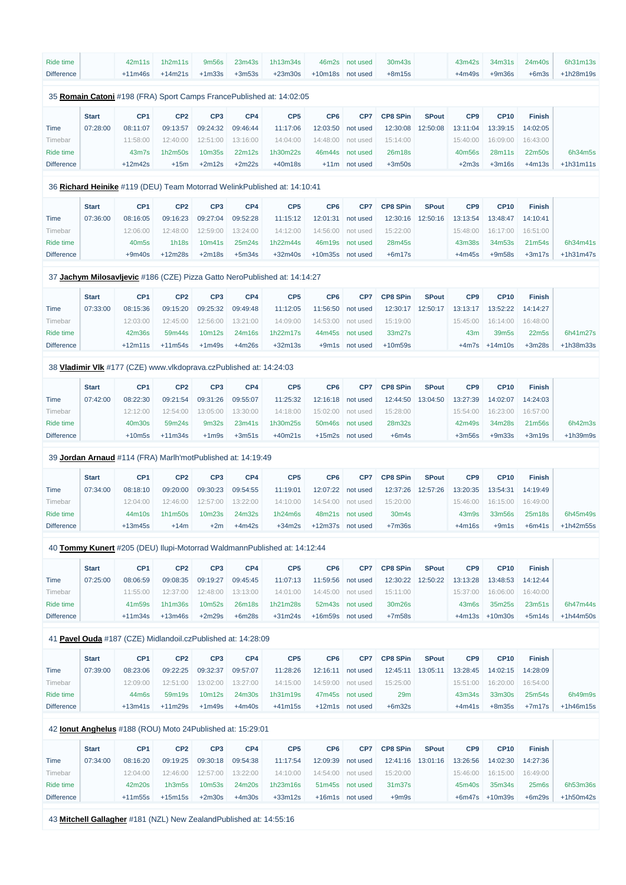| | | | | | | | | | | | | | | |
|---|---|---|---|---|---|---|---|---|---|---|---|---|---|---|
| Ride time | | 42m11s | 1h2m11s | 9m56s | 23m43s | 1h13m34s | 46m2s | not used | 30m43s | | 43m42s | 34m31s | 24m40s | 6h31m13s |
| Difference | | +11m46s | +14m21s | +1m33s | +3m53s | +23m30s | +10m18s | not used | +8m15s | | +4m49s | +9m36s | +6m3s | +1h28m19s |

35 **Romain Catoni** #198 (FRA) Sport Camps FrancePublished at: 14:02:05

| | Start | CP1 | CP2 | CP3 | CP4 | CP5 | CP6 | CP7 | CP8 SPin | SPout | CP9 | CP10 | Finish | |
|---|---|---|---|---|---|---|---|---|---|---|---|---|---|---|
| Time | 07:28:00 | 08:11:07 | 09:13:57 | 09:24:32 | 09:46:44 | 11:17:06 | 12:03:50 | not used | 12:30:08 | 12:50:08 | 13:11:04 | 13:39:15 | 14:02:05 | |
| Timebar | | 11:58:00 | 12:40:00 | 12:51:00 | 13:16:00 | 14:04:00 | 14:48:00 | not used | 15:14:00 | | 15:40:00 | 16:09:00 | 16:43:00 | |
| Ride time | | 43m7s | 1h2m50s | 10m35s | 22m12s | 1h30m22s | 46m44s | not used | 26m18s | | 40m56s | 28m11s | 22m50s | 6h34m5s |
| Difference | | +12m42s | +15m | +2m12s | +2m22s | +40m18s | +11m | not used | +3m50s | | +2m3s | +3m16s | +4m13s | +1h31m11s |

36 **Richard Heinike** #119 (DEU) Team Motorrad WelinkPublished at: 14:10:41

| | Start | CP1 | CP2 | CP3 | CP4 | CP5 | CP6 | CP7 | CP8 SPin | SPout | CP9 | CP10 | Finish | |
|---|---|---|---|---|---|---|---|---|---|---|---|---|---|---|
| Time | 07:36:00 | 08:16:05 | 09:16:23 | 09:27:04 | 09:52:28 | 11:15:12 | 12:01:31 | not used | 12:30:16 | 12:50:16 | 13:13:54 | 13:48:47 | 14:10:41 | |
| Timebar | | 12:06:00 | 12:48:00 | 12:59:00 | 13:24:00 | 14:12:00 | 14:56:00 | not used | 15:22:00 | | 15:48:00 | 16:17:00 | 16:51:00 | |
| Ride time | | 40m5s | 1h18s | 10m41s | 25m24s | 1h22m44s | 46m19s | not used | 28m45s | | 43m38s | 34m53s | 21m54s | 6h34m41s |
| Difference | | +9m40s | +12m28s | +2m18s | +5m34s | +32m40s | +10m35s | not used | +6m17s | | +4m45s | +9m58s | +3m17s | +1h31m47s |

37 **Jachym Milosavljevic** #186 (CZE) Pizza Gatto NeroPublished at: 14:14:27

| | Start | CP1 | CP2 | CP3 | CP4 | CP5 | CP6 | CP7 | CP8 SPin | SPout | CP9 | CP10 | Finish | |
|---|---|---|---|---|---|---|---|---|---|---|---|---|---|---|
| Time | 07:33:00 | 08:15:36 | 09:15:20 | 09:25:32 | 09:49:48 | 11:12:05 | 11:56:50 | not used | 12:30:17 | 12:50:17 | 13:13:17 | 13:52:22 | 14:14:27 | |
| Timebar | | 12:03:00 | 12:45:00 | 12:56:00 | 13:21:00 | 14:09:00 | 14:53:00 | not used | 15:19:00 | | 15:45:00 | 16:14:00 | 16:48:00 | |
| Ride time | | 42m36s | 59m44s | 10m12s | 24m16s | 1h22m17s | 44m45s | not used | 33m27s | | 43m | 39m5s | 22m5s | 6h41m27s |
| Difference | | +12m11s | +11m54s | +1m49s | +4m26s | +32m13s | +9m1s | not used | +10m59s | | +4m7s | +14m10s | +3m28s | +1h38m33s |

38 **Vladimir Vlk** #177 (CZE) www.vlkdoprava.czPublished at: 14:24:03

| | Start | CP1 | CP2 | CP3 | CP4 | CP5 | CP6 | CP7 | CP8 SPin | SPout | CP9 | CP10 | Finish | |
|---|---|---|---|---|---|---|---|---|---|---|---|---|---|---|
| Time | 07:42:00 | 08:22:30 | 09:21:54 | 09:31:26 | 09:55:07 | 11:25:32 | 12:16:18 | not used | 12:44:50 | 13:04:50 | 13:27:39 | 14:02:07 | 14:24:03 | |
| Timebar | | 12:12:00 | 12:54:00 | 13:05:00 | 13:30:00 | 14:18:00 | 15:02:00 | not used | 15:28:00 | | 15:54:00 | 16:23:00 | 16:57:00 | |
| Ride time | | 40m30s | 59m24s | 9m32s | 23m41s | 1h30m25s | 50m46s | not used | 28m32s | | 42m49s | 34m28s | 21m56s | 6h42m3s |
| Difference | | +10m5s | +11m34s | +1m9s | +3m51s | +40m21s | +15m2s | not used | +6m4s | | +3m56s | +9m33s | +3m19s | +1h39m9s |

39 **Jordan Arnaud** #114 (FRA) Marlh'motPublished at: 14:19:49

| | Start | CP1 | CP2 | CP3 | CP4 | CP5 | CP6 | CP7 | CP8 SPin | SPout | CP9 | CP10 | Finish | |
|---|---|---|---|---|---|---|---|---|---|---|---|---|---|---|
| Time | 07:34:00 | 08:18:10 | 09:20:00 | 09:30:23 | 09:54:55 | 11:19:01 | 12:07:22 | not used | 12:37:26 | 12:57:26 | 13:20:35 | 13:54:31 | 14:19:49 | |
| Timebar | | 12:04:00 | 12:46:00 | 12:57:00 | 13:22:00 | 14:10:00 | 14:54:00 | not used | 15:20:00 | | 15:46:00 | 16:15:00 | 16:49:00 | |
| Ride time | | 44m10s | 1h1m50s | 10m23s | 24m32s | 1h24m6s | 48m21s | not used | 30m4s | | 43m9s | 33m56s | 25m18s | 6h45m49s |
| Difference | | +13m45s | +14m | +2m | +4m42s | +34m2s | +12m37s | not used | +7m36s | | +4m16s | +9m1s | +6m41s | +1h42m55s |

40 **Tommy Kunert** #205 (DEU) Ilupi-Motorrad WaldmannPublished at: 14:12:44

| | Start | CP1 | CP2 | CP3 | CP4 | CP5 | CP6 | CP7 | CP8 SPin | SPout | CP9 | CP10 | Finish | |
|---|---|---|---|---|---|---|---|---|---|---|---|---|---|---|
| Time | 07:25:00 | 08:06:59 | 09:08:35 | 09:19:27 | 09:45:45 | 11:07:13 | 11:59:56 | not used | 12:30:22 | 12:50:22 | 13:13:28 | 13:48:53 | 14:12:44 | |
| Timebar | | 11:55:00 | 12:37:00 | 12:48:00 | 13:13:00 | 14:01:00 | 14:45:00 | not used | 15:11:00 | | 15:37:00 | 16:06:00 | 16:40:00 | |
| Ride time | | 41m59s | 1h1m36s | 10m52s | 26m18s | 1h21m28s | 52m43s | not used | 30m26s | | 43m6s | 35m25s | 23m51s | 6h47m44s |
| Difference | | +11m34s | +13m46s | +2m29s | +6m28s | +31m24s | +16m59s | not used | +7m58s | | +4m13s | +10m30s | +5m14s | +1h44m50s |

41 **Pavel Ouda** #187 (CZE) Midlandoil.czPublished at: 14:28:09

| | Start | CP1 | CP2 | CP3 | CP4 | CP5 | CP6 | CP7 | CP8 SPin | SPout | CP9 | CP10 | Finish | |
|---|---|---|---|---|---|---|---|---|---|---|---|---|---|---|
| Time | 07:39:00 | 08:23:06 | 09:22:25 | 09:32:37 | 09:57:07 | 11:28:26 | 12:16:11 | not used | 12:45:11 | 13:05:11 | 13:28:45 | 14:02:15 | 14:28:09 | |
| Timebar | | 12:09:00 | 12:51:00 | 13:02:00 | 13:27:00 | 14:15:00 | 14:59:00 | not used | 15:25:00 | | 15:51:00 | 16:20:00 | 16:54:00 | |
| Ride time | | 44m6s | 59m19s | 10m12s | 24m30s | 1h31m19s | 47m45s | not used | 29m | | 43m34s | 33m30s | 25m54s | 6h49m9s |
| Difference | | +13m41s | +11m29s | +1m49s | +4m40s | +41m15s | +12m1s | not used | +6m32s | | +4m41s | +8m35s | +7m17s | +1h46m15s |

42 **Ionut Anghelus** #188 (ROU) Moto 24Published at: 15:29:01

| | Start | CP1 | CP2 | CP3 | CP4 | CP5 | CP6 | CP7 | CP8 SPin | SPout | CP9 | CP10 | Finish | |
|---|---|---|---|---|---|---|---|---|---|---|---|---|---|---|
| Time | 07:34:00 | 08:16:20 | 09:19:25 | 09:30:18 | 09:54:38 | 11:17:54 | 12:09:39 | not used | 12:41:16 | 13:01:16 | 13:26:56 | 14:02:30 | 14:27:36 | |
| Timebar | | 12:04:00 | 12:46:00 | 12:57:00 | 13:22:00 | 14:10:00 | 14:54:00 | not used | 15:20:00 | | 15:46:00 | 16:15:00 | 16:49:00 | |
| Ride time | | 42m20s | 1h3m5s | 10m53s | 24m20s | 1h23m16s | 51m45s | not used | 31m37s | | 45m40s | 35m34s | 25m6s | 6h53m36s |
| Difference | | +11m55s | +15m15s | +2m30s | +4m30s | +33m12s | +16m1s | not used | +9m9s | | +6m47s | +10m39s | +6m29s | +1h50m42s |

43 **Mitchell Gallagher** #181 (NZL) New ZealandPublished at: 14:55:16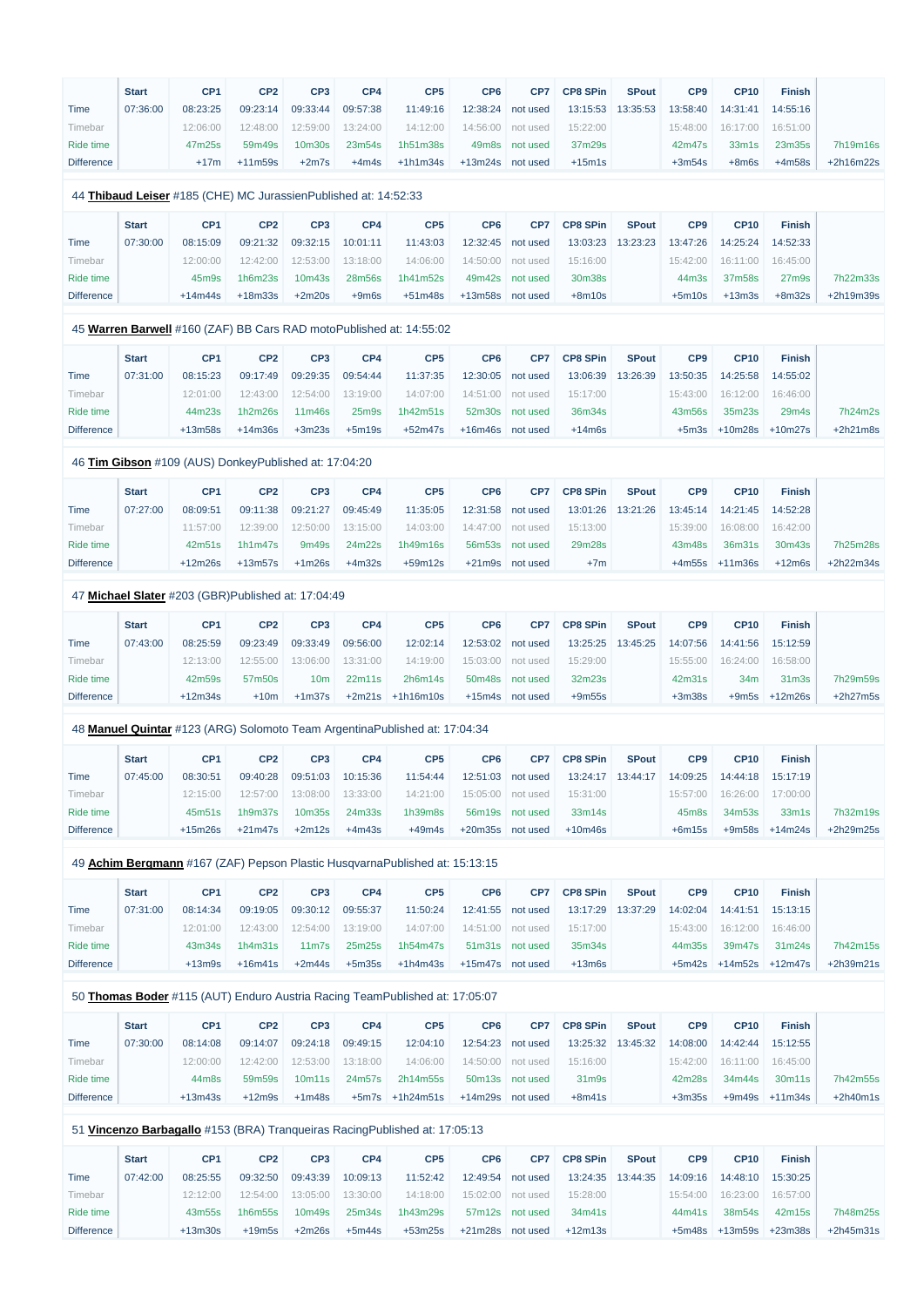| | Start | CP1 | CP2 | CP3 | CP4 | CP5 | CP6 | CP7 | CP8 SPin | SPout | CP9 | CP10 | Finish | |
|---|---|---|---|---|---|---|---|---|---|---|---|---|---|---|
| Time | 07:36:00 | 08:23:25 | 09:23:14 | 09:33:44 | 09:57:38 | 11:49:16 | 12:38:24 | not used | 13:15:53 | 13:35:53 | 13:58:40 | 14:31:41 | 14:55:16 | |
| Timebar | | 12:06:00 | 12:48:00 | 12:59:00 | 13:24:00 | 14:12:00 | 14:56:00 | not used | 15:22:00 | | 15:48:00 | 16:17:00 | 16:51:00 | |
| Ride time | | 47m25s | 59m49s | 10m30s | 23m54s | 1h51m38s | 49m8s | not used | 37m29s | | 42m47s | 33m1s | 23m35s | 7h19m16s |
| Difference | | +17m | +11m59s | +2m7s | +4m4s | +1h1m34s | +13m24s | not used | +15m1s | | +3m54s | +8m6s | +4m58s | +2h16m22s |

44 **Thibaud Leiser** #185 (CHE) MC JurassienPublished at: 14:52:33

| | Start | CP1 | CP2 | CP3 | CP4 | CP5 | CP6 | CP7 | CP8 SPin | SPout | CP9 | CP10 | Finish | |
|---|---|---|---|---|---|---|---|---|---|---|---|---|---|---|
| Time | 07:30:00 | 08:15:09 | 09:21:32 | 09:32:15 | 10:01:11 | 11:43:03 | 12:32:45 | not used | 13:03:23 | 13:23:23 | 13:47:26 | 14:25:24 | 14:52:33 | |
| Timebar | | 12:00:00 | 12:42:00 | 12:53:00 | 13:18:00 | 14:06:00 | 14:50:00 | not used | 15:16:00 | | 15:42:00 | 16:11:00 | 16:45:00 | |
| Ride time | | 45m9s | 1h6m23s | 10m43s | 28m56s | 1h41m52s | 49m42s | not used | 30m38s | | 44m3s | 37m58s | 27m9s | 7h22m33s |
| Difference | | +14m44s | +18m33s | +2m20s | +9m6s | +51m48s | +13m58s | not used | +8m10s | | +5m10s | +13m3s | +8m32s | +2h19m39s |

45 **Warren Barwell** #160 (ZAF) BB Cars RAD motoPublished at: 14:55:02

| | Start | CP1 | CP2 | CP3 | CP4 | CP5 | CP6 | CP7 | CP8 SPin | SPout | CP9 | CP10 | Finish | |
|---|---|---|---|---|---|---|---|---|---|---|---|---|---|---|
| Time | 07:31:00 | 08:15:23 | 09:17:49 | 09:29:35 | 09:54:44 | 11:37:35 | 12:30:05 | not used | 13:06:39 | 13:26:39 | 13:50:35 | 14:25:58 | 14:55:02 | |
| Timebar | | 12:01:00 | 12:43:00 | 12:54:00 | 13:19:00 | 14:07:00 | 14:51:00 | not used | 15:17:00 | | 15:43:00 | 16:12:00 | 16:46:00 | |
| Ride time | | 44m23s | 1h2m26s | 11m46s | 25m9s | 1h42m51s | 52m30s | not used | 36m34s | | 43m56s | 35m23s | 29m4s | 7h24m2s |
| Difference | | +13m58s | +14m36s | +3m23s | +5m19s | +52m47s | +16m46s | not used | +14m6s | | +5m3s | +10m28s | +10m27s | +2h21m8s |

46 **Tim Gibson** #109 (AUS) DonkeyPublished at: 17:04:20

| | Start | CP1 | CP2 | CP3 | CP4 | CP5 | CP6 | CP7 | CP8 SPin | SPout | CP9 | CP10 | Finish | |
|---|---|---|---|---|---|---|---|---|---|---|---|---|---|---|
| Time | 07:27:00 | 08:09:51 | 09:11:38 | 09:21:27 | 09:45:49 | 11:35:05 | 12:31:58 | not used | 13:01:26 | 13:21:26 | 13:45:14 | 14:21:45 | 14:52:28 | |
| Timebar | | 11:57:00 | 12:39:00 | 12:50:00 | 13:15:00 | 14:03:00 | 14:47:00 | not used | 15:13:00 | | 15:39:00 | 16:08:00 | 16:42:00 | |
| Ride time | | 42m51s | 1h1m47s | 9m49s | 24m22s | 1h49m16s | 56m53s | not used | 29m28s | | 43m48s | 36m31s | 30m43s | 7h25m28s |
| Difference | | +12m26s | +13m57s | +1m26s | +4m32s | +59m12s | +21m9s | not used | +7m | | +4m55s | +11m36s | +12m6s | +2h22m34s |

47 **Michael Slater** #203 (GBR)Published at: 17:04:49

| | Start | CP1 | CP2 | CP3 | CP4 | CP5 | CP6 | CP7 | CP8 SPin | SPout | CP9 | CP10 | Finish | |
|---|---|---|---|---|---|---|---|---|---|---|---|---|---|---|
| Time | 07:43:00 | 08:25:59 | 09:23:49 | 09:33:49 | 09:56:00 | 12:02:14 | 12:53:02 | not used | 13:25:25 | 13:45:25 | 14:07:56 | 14:41:56 | 15:12:59 | |
| Timebar | | 12:13:00 | 12:55:00 | 13:06:00 | 13:31:00 | 14:19:00 | 15:03:00 | not used | 15:29:00 | | 15:55:00 | 16:24:00 | 16:58:00 | |
| Ride time | | 42m59s | 57m50s | 10m | 22m11s | 2h6m14s | 50m48s | not used | 32m23s | | 42m31s | 34m | 31m3s | 7h29m59s |
| Difference | | +12m34s | +10m | +1m37s | +2m21s | +1h16m10s | +15m4s | not used | +9m55s | | +3m38s | +9m5s | +12m26s | +2h27m5s |

48 **Manuel Quintar** #123 (ARG) Solomoto Team ArgentinaPublished at: 17:04:34

| | Start | CP1 | CP2 | CP3 | CP4 | CP5 | CP6 | CP7 | CP8 SPin | SPout | CP9 | CP10 | Finish | |
|---|---|---|---|---|---|---|---|---|---|---|---|---|---|---|
| Time | 07:45:00 | 08:30:51 | 09:40:28 | 09:51:03 | 10:15:36 | 11:54:44 | 12:51:03 | not used | 13:24:17 | 13:44:17 | 14:09:25 | 14:44:18 | 15:17:19 | |
| Timebar | | 12:15:00 | 12:57:00 | 13:08:00 | 13:33:00 | 14:21:00 | 15:05:00 | not used | 15:31:00 | | 15:57:00 | 16:26:00 | 17:00:00 | |
| Ride time | | 45m51s | 1h9m37s | 10m35s | 24m33s | 1h39m8s | 56m19s | not used | 33m14s | | 45m8s | 34m53s | 33m1s | 7h32m19s |
| Difference | | +15m26s | +21m47s | +2m12s | +4m43s | +49m4s | +20m35s | not used | +10m46s | | +6m15s | +9m58s | +14m24s | +2h29m25s |

49 **Achim Bergmann** #167 (ZAF) Pepson Plastic HusqvarnaPublished at: 15:13:15

| | Start | CP1 | CP2 | CP3 | CP4 | CP5 | CP6 | CP7 | CP8 SPin | SPout | CP9 | CP10 | Finish | |
|---|---|---|---|---|---|---|---|---|---|---|---|---|---|---|
| Time | 07:31:00 | 08:14:34 | 09:19:05 | 09:30:12 | 09:55:37 | 11:50:24 | 12:41:55 | not used | 13:17:29 | 13:37:29 | 14:02:04 | 14:41:51 | 15:13:15 | |
| Timebar | | 12:01:00 | 12:43:00 | 12:54:00 | 13:19:00 | 14:07:00 | 14:51:00 | not used | 15:17:00 | | 15:43:00 | 16:12:00 | 16:46:00 | |
| Ride time | | 43m34s | 1h4m31s | 11m7s | 25m25s | 1h54m47s | 51m31s | not used | 35m34s | | 44m35s | 39m47s | 31m24s | 7h42m15s |
| Difference | | +13m9s | +16m41s | +2m44s | +5m35s | +1h4m43s | +15m47s | not used | +13m6s | | +5m42s | +14m52s | +12m47s | +2h39m21s |

50 **Thomas Boder** #115 (AUT) Enduro Austria Racing TeamPublished at: 17:05:07

| | Start | CP1 | CP2 | CP3 | CP4 | CP5 | CP6 | CP7 | CP8 SPin | SPout | CP9 | CP10 | Finish | |
|---|---|---|---|---|---|---|---|---|---|---|---|---|---|---|
| Time | 07:30:00 | 08:14:08 | 09:14:07 | 09:24:18 | 09:49:15 | 12:04:10 | 12:54:23 | not used | 13:25:32 | 13:45:32 | 14:08:00 | 14:42:44 | 15:12:55 | |
| Timebar | | 12:00:00 | 12:42:00 | 12:53:00 | 13:18:00 | 14:06:00 | 14:50:00 | not used | 15:16:00 | | 15:42:00 | 16:11:00 | 16:45:00 | |
| Ride time | | 44m8s | 59m59s | 10m11s | 24m57s | 2h14m55s | 50m13s | not used | 31m9s | | 42m28s | 34m44s | 30m11s | 7h42m55s |
| Difference | | +13m43s | +12m9s | +1m48s | +5m7s | +1h24m51s | +14m29s | not used | +8m41s | | +3m35s | +9m49s | +11m34s | +2h40m1s |

51 **Vincenzo Barbagallo** #153 (BRA) Tranqueiras RacingPublished at: 17:05:13

| | Start | CP1 | CP2 | CP3 | CP4 | CP5 | CP6 | CP7 | CP8 SPin | SPout | CP9 | CP10 | Finish | |
|---|---|---|---|---|---|---|---|---|---|---|---|---|---|---|
| Time | 07:42:00 | 08:25:55 | 09:32:50 | 09:43:39 | 10:09:13 | 11:52:42 | 12:49:54 | not used | 13:24:35 | 13:44:35 | 14:09:16 | 14:48:10 | 15:30:25 | |
| Timebar | | 12:12:00 | 12:54:00 | 13:05:00 | 13:30:00 | 14:18:00 | 15:02:00 | not used | 15:28:00 | | 15:54:00 | 16:23:00 | 16:57:00 | |
| Ride time | | 43m55s | 1h6m55s | 10m49s | 25m34s | 1h43m29s | 57m12s | not used | 34m41s | | 44m41s | 38m54s | 42m15s | 7h48m25s |
| Difference | | +13m30s | +19m5s | +2m26s | +5m44s | +53m25s | +21m28s | not used | +12m13s | | +5m48s | +13m59s | +23m38s | +2h45m31s |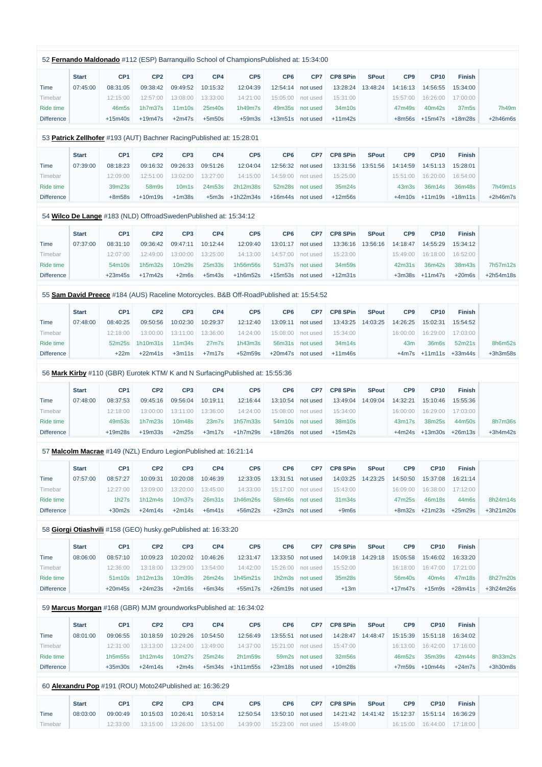52 **Fernando Maldonado** #112 (ESP) Barranquillo School of ChampionsPublished at: 15:34:00

| | Start | CP1 | CP2 | CP3 | CP4 | CP5 | CP6 | CP7 | CP8 SPin | SPout | CP9 | CP10 | Finish | |
|---|---|---|---|---|---|---|---|---|---|---|---|---|---|---|
| Time | 07:45:00 | 08:31:05 | 09:38:42 | 09:49:52 | 10:15:32 | 12:04:39 | 12:54:14 | not used | 13:28:24 | 13:48:24 | 14:16:13 | 14:56:55 | 15:34:00 | |
| Timebar | | 12:15:00 | 12:57:00 | 13:08:00 | 13:33:00 | 14:21:00 | 15:05:00 | not used | 15:31:00 | | 15:57:00 | 16:26:00 | 17:00:00 | |
| Ride time | | 46m5s | 1h7m37s | 11m10s | 25m40s | 1h49m7s | 49m35s | not used | 34m10s | | 47m49s | 40m42s | 37m5s | 7h49m |
| Difference | | +15m40s | +19m47s | +2m47s | +5m50s | +59m3s | +13m51s | not used | +11m42s | | +8m56s | +15m47s | +18m28s | +2h46m6s |

53 **Patrick Zellhofer** #193 (AUT) Bachner RacingPublished at: 15:28:01

| | Start | CP1 | CP2 | CP3 | CP4 | CP5 | CP6 | CP7 | CP8 SPin | SPout | CP9 | CP10 | Finish | |
|---|---|---|---|---|---|---|---|---|---|---|---|---|---|---|
| Time | 07:39:00 | 08:18:23 | 09:16:32 | 09:26:33 | 09:51:26 | 12:04:04 | 12:56:32 | not used | 13:31:56 | 13:51:56 | 14:14:59 | 14:51:13 | 15:28:01 | |
| Timebar | | 12:09:00 | 12:51:00 | 13:02:00 | 13:27:00 | 14:15:00 | 14:59:00 | not used | 15:25:00 | | 15:51:00 | 16:20:00 | 16:54:00 | |
| Ride time | | 39m23s | 58m9s | 10m1s | 24m53s | 2h12m38s | 52m28s | not used | 35m24s | | 43m3s | 36m14s | 36m48s | 7h49m1s |
| Difference | | +8m58s | +10m19s | +1m38s | +5m3s | +1h22m34s | +16m44s | not used | +12m56s | | +4m10s | +11m19s | +18m11s | +2h46m7s |

54 **Wilco De Lange** #183 (NLD) OffroadSwedenPublished at: 15:34:12

| | Start | CP1 | CP2 | CP3 | CP4 | CP5 | CP6 | CP7 | CP8 SPin | SPout | CP9 | CP10 | Finish | |
|---|---|---|---|---|---|---|---|---|---|---|---|---|---|---|
| Time | 07:37:00 | 08:31:10 | 09:36:42 | 09:47:11 | 10:12:44 | 12:09:40 | 13:01:17 | not used | 13:36:16 | 13:56:16 | 14:18:47 | 14:55:29 | 15:34:12 | |
| Timebar | | 12:07:00 | 12:49:00 | 13:00:00 | 13:25:00 | 14:13:00 | 14:57:00 | not used | 15:23:00 | | 15:49:00 | 16:18:00 | 16:52:00 | |
| Ride time | | 54m10s | 1h5m32s | 10m29s | 25m33s | 1h56m56s | 51m37s | not used | 34m59s | | 42m31s | 36m42s | 38m43s | 7h57m12s |
| Difference | | +23m45s | +17m42s | +2m6s | +5m43s | +1h6m52s | +15m53s | not used | +12m31s | | +3m38s | +11m47s | +20m6s | +2h54m18s |

55 **Sam David Preece** #184 (AUS) Raceline Motorcycles. B&B Off-RoadPublished at: 15:54:52

| | Start | CP1 | CP2 | CP3 | CP4 | CP5 | CP6 | CP7 | CP8 SPin | SPout | CP9 | CP10 | Finish | |
|---|---|---|---|---|---|---|---|---|---|---|---|---|---|---|
| Time | 07:48:00 | 08:40:25 | 09:50:56 | 10:02:30 | 10:29:37 | 12:12:40 | 13:09:11 | not used | 13:43:25 | 14:03:25 | 14:26:25 | 15:02:31 | 15:54:52 | |
| Timebar | | 12:18:00 | 13:00:00 | 13:11:00 | 13:36:00 | 14:24:00 | 15:08:00 | not used | 15:34:00 | | 16:00:00 | 16:29:00 | 17:03:00 | |
| Ride time | | 52m25s | 1h10m31s | 11m34s | 27m7s | 1h43m3s | 56m31s | not used | 34m14s | | 43m | 36m6s | 52m21s | 8h6m52s |
| Difference | | +22m | +22m41s | +3m11s | +7m17s | +52m59s | +20m47s | not used | +11m46s | | +4m7s | +11m11s | +33m44s | +3h3m58s |

56 **Mark Kirby** #110 (GBR) Eurotek KTM/ K and N SurfacingPublished at: 15:55:36

| | Start | CP1 | CP2 | CP3 | CP4 | CP5 | CP6 | CP7 | CP8 SPin | SPout | CP9 | CP10 | Finish | |
|---|---|---|---|---|---|---|---|---|---|---|---|---|---|---|
| Time | 07:48:00 | 08:37:53 | 09:45:16 | 09:56:04 | 10:19:11 | 12:16:44 | 13:10:54 | not used | 13:49:04 | 14:09:04 | 14:32:21 | 15:10:46 | 15:55:36 | |
| Timebar | | 12:18:00 | 13:00:00 | 13:11:00 | 13:36:00 | 14:24:00 | 15:08:00 | not used | 15:34:00 | | 16:00:00 | 16:29:00 | 17:03:00 | |
| Ride time | | 49m53s | 1h7m23s | 10m48s | 23m7s | 1h57m33s | 54m10s | not used | 38m10s | | 43m17s | 38m25s | 44m50s | 8h7m36s |
| Difference | | +19m28s | +19m33s | +2m25s | +3m17s | +1h7m29s | +18m26s | not used | +15m42s | | +4m24s | +13m30s | +26m13s | +3h4m42s |

57 **Malcolm Macrae** #149 (NZL) Enduro LegionPublished at: 16:21:14

| | Start | CP1 | CP2 | CP3 | CP4 | CP5 | CP6 | CP7 | CP8 SPin | SPout | CP9 | CP10 | Finish | |
|---|---|---|---|---|---|---|---|---|---|---|---|---|---|---|
| Time | 07:57:00 | 08:57:27 | 10:09:31 | 10:20:08 | 10:46:39 | 12:33:05 | 13:31:51 | not used | 14:03:25 | 14:23:25 | 14:50:50 | 15:37:08 | 16:21:14 | |
| Timebar | | 12:27:00 | 13:09:00 | 13:20:00 | 13:45:00 | 14:33:00 | 15:17:00 | not used | 15:43:00 | | 16:09:00 | 16:38:00 | 17:12:00 | |
| Ride time | | 1h27s | 1h12m4s | 10m37s | 26m31s | 1h46m26s | 58m46s | not used | 31m34s | | 47m25s | 46m18s | 44m6s | 8h24m14s |
| Difference | | +30m2s | +24m14s | +2m14s | +6m41s | +56m22s | +23m2s | not used | +9m6s | | +8m32s | +21m23s | +25m29s | +3h21m20s |

58 **Giorgi Otiashvili** #158 (GEO) husky.gePublished at: 16:33:20

| | Start | CP1 | CP2 | CP3 | CP4 | CP5 | CP6 | CP7 | CP8 SPin | SPout | CP9 | CP10 | Finish | |
|---|---|---|---|---|---|---|---|---|---|---|---|---|---|---|
| Time | 08:06:00 | 08:57:10 | 10:09:23 | 10:20:02 | 10:46:26 | 12:31:47 | 13:33:50 | not used | 14:09:18 | 14:29:18 | 15:05:58 | 15:46:02 | 16:33:20 | |
| Timebar | | 12:36:00 | 13:18:00 | 13:29:00 | 13:54:00 | 14:42:00 | 15:26:00 | not used | 15:52:00 | | 16:18:00 | 16:47:00 | 17:21:00 | |
| Ride time | | 51m10s | 1h12m13s | 10m39s | 26m24s | 1h45m21s | 1h2m3s | not used | 35m28s | | 56m40s | 40m4s | 47m18s | 8h27m20s |
| Difference | | +20m45s | +24m23s | +2m16s | +6m34s | +55m17s | +26m19s | not used | +13m | | +17m47s | +15m9s | +28m41s | +3h24m26s |

59 **Marcus Morgan** #168 (GBR) MJM groundworksPublished at: 16:34:02

| | Start | CP1 | CP2 | CP3 | CP4 | CP5 | CP6 | CP7 | CP8 SPin | SPout | CP9 | CP10 | Finish | |
|---|---|---|---|---|---|---|---|---|---|---|---|---|---|---|
| Time | 08:01:00 | 09:06:55 | 10:18:59 | 10:29:26 | 10:54:50 | 12:56:49 | 13:55:51 | not used | 14:28:47 | 14:48:47 | 15:15:39 | 15:51:18 | 16:34:02 | |
| Timebar | | 12:31:00 | 13:13:00 | 13:24:00 | 13:49:00 | 14:37:00 | 15:21:00 | not used | 15:47:00 | | 16:13:00 | 16:42:00 | 17:16:00 | |
| Ride time | | 1h5m55s | 1h12m4s | 10m27s | 25m24s | 2h1m59s | 59m2s | not used | 32m56s | | 46m52s | 35m39s | 42m44s | 8h33m2s |
| Difference | | +35m30s | +24m14s | +2m4s | +5m34s | +1h11m55s | +23m18s | not used | +10m28s | | +7m59s | +10m44s | +24m7s | +3h30m8s |

60 **Alexandru Pop** #191 (ROU) Moto24Published at: 16:36:29

| | Start | CP1 | CP2 | CP3 | CP4 | CP5 | CP6 | CP7 | CP8 SPin | SPout | CP9 | CP10 | Finish | |
|---|---|---|---|---|---|---|---|---|---|---|---|---|---|---|
| Time | 08:03:00 | 09:00:49 | 10:15:03 | 10:26:41 | 10:53:14 | 12:50:54 | 13:50:10 | not used | 14:21:42 | 14:41:42 | 15:12:37 | 15:51:14 | 16:36:29 | |
| Timebar | | 12:33:00 | 13:15:00 | 13:26:00 | 13:51:00 | 14:39:00 | 15:23:00 | not used | 15:49:00 | | 16:15:00 | 16:44:00 | 17:18:00 | |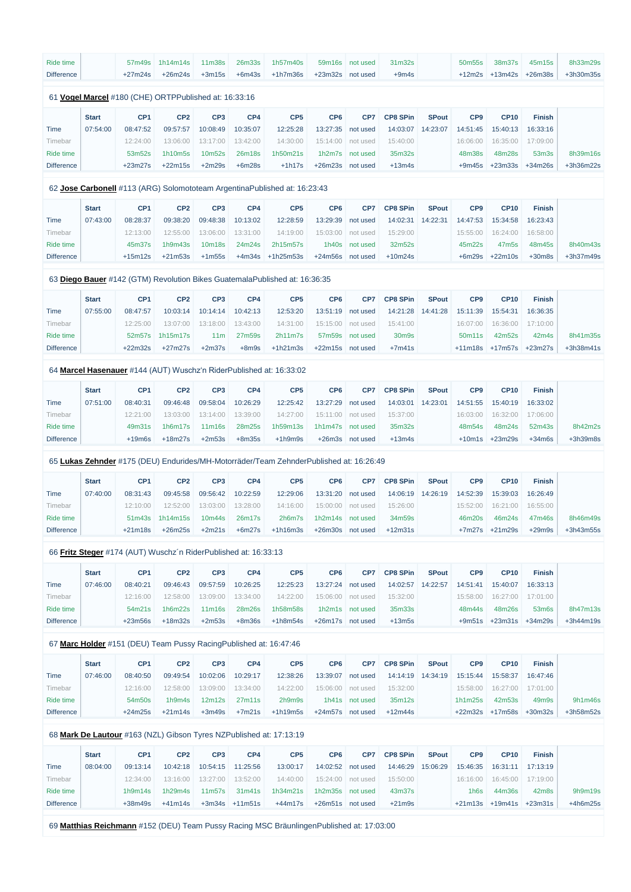| | | | | | | | | | | | | | | |
|---|---|---|---|---|---|---|---|---|---|---|---|---|---|---|
| Ride time | | 57m49s | 1h14m14s | 11m38s | 26m33s | 1h57m40s | 59m16s | not used | 31m32s | | 50m55s | 38m37s | 45m15s | 8h33m29s |
| Difference | | +27m24s | +26m24s | +3m15s | +6m43s | +1h7m36s | +23m32s | not used | +9m4s | | +12m2s | +13m42s | +26m38s | +3h30m35s |

61 **Vogel Marcel** #180 (CHE) ORTPPublished at: 16:33:16

| | Start | CP1 | CP2 | CP3 | CP4 | CP5 | CP6 | CP7 | CP8 SPin | SPout | CP9 | CP10 | Finish | |
|---|---|---|---|---|---|---|---|---|---|---|---|---|---|---|
| Time | 07:54:00 | 08:47:52 | 09:57:57 | 10:08:49 | 10:35:07 | 12:25:28 | 13:27:35 | not used | 14:03:07 | 14:23:07 | 14:51:45 | 15:40:13 | 16:33:16 | |
| Timebar | | 12:24:00 | 13:06:00 | 13:17:00 | 13:42:00 | 14:30:00 | 15:14:00 | not used | 15:40:00 | | 16:06:00 | 16:35:00 | 17:09:00 | |
| Ride time | | 53m52s | 1h10m5s | 10m52s | 26m18s | 1h50m21s | 1h2m7s | not used | 35m32s | | 48m38s | 48m28s | 53m3s | 8h39m16s |
| Difference | | +23m27s | +22m15s | +2m29s | +6m28s | +1h17s | +26m23s | not used | +13m4s | | +9m45s | +23m33s | +34m26s | +3h36m22s |

62 **Jose Carbonell** #113 (ARG) Solomototeam ArgentinaPublished at: 16:23:43

| | Start | CP1 | CP2 | CP3 | CP4 | CP5 | CP6 | CP7 | CP8 SPin | SPout | CP9 | CP10 | Finish | |
|---|---|---|---|---|---|---|---|---|---|---|---|---|---|---|
| Time | 07:43:00 | 08:28:37 | 09:38:20 | 09:48:38 | 10:13:02 | 12:28:59 | 13:29:39 | not used | 14:02:31 | 14:22:31 | 14:47:53 | 15:34:58 | 16:23:43 | |
| Timebar | | 12:13:00 | 12:55:00 | 13:06:00 | 13:31:00 | 14:19:00 | 15:03:00 | not used | 15:29:00 | | 15:55:00 | 16:24:00 | 16:58:00 | |
| Ride time | | 45m37s | 1h9m43s | 10m18s | 24m24s | 2h15m57s | 1h40s | not used | 32m52s | | 45m22s | 47m5s | 48m45s | 8h40m43s |
| Difference | | +15m12s | +21m53s | +1m55s | +4m34s | +1h25m53s | +24m56s | not used | +10m24s | | +6m29s | +22m10s | +30m8s | +3h37m49s |

63 **Diego Bauer** #142 (GTM) Revolution Bikes GuatemalaPublished at: 16:36:35

| | Start | CP1 | CP2 | CP3 | CP4 | CP5 | CP6 | CP7 | CP8 SPin | SPout | CP9 | CP10 | Finish | |
|---|---|---|---|---|---|---|---|---|---|---|---|---|---|---|
| Time | 07:55:00 | 08:47:57 | 10:03:14 | 10:14:14 | 10:42:13 | 12:53:20 | 13:51:19 | not used | 14:21:28 | 14:41:28 | 15:11:39 | 15:54:31 | 16:36:35 | |
| Timebar | | 12:25:00 | 13:07:00 | 13:18:00 | 13:43:00 | 14:31:00 | 15:15:00 | not used | 15:41:00 | | 16:07:00 | 16:36:00 | 17:10:00 | |
| Ride time | | 52m57s | 1h15m17s | 11m | 27m59s | 2h11m7s | 57m59s | not used | 30m9s | | 50m11s | 42m52s | 42m4s | 8h41m35s |
| Difference | | +22m32s | +27m27s | +2m37s | +8m9s | +1h21m3s | +22m15s | not used | +7m41s | | +11m18s | +17m57s | +23m27s | +3h38m41s |

64 **Marcel Hasenauer** #144 (AUT) Wuschz'n RiderPublished at: 16:33:02

| | Start | CP1 | CP2 | CP3 | CP4 | CP5 | CP6 | CP7 | CP8 SPin | SPout | CP9 | CP10 | Finish | |
|---|---|---|---|---|---|---|---|---|---|---|---|---|---|---|
| Time | 07:51:00 | 08:40:31 | 09:46:48 | 09:58:04 | 10:26:29 | 12:25:42 | 13:27:29 | not used | 14:03:01 | 14:23:01 | 14:51:55 | 15:40:19 | 16:33:02 | |
| Timebar | | 12:21:00 | 13:03:00 | 13:14:00 | 13:39:00 | 14:27:00 | 15:11:00 | not used | 15:37:00 | | 16:03:00 | 16:32:00 | 17:06:00 | |
| Ride time | | 49m31s | 1h6m17s | 11m16s | 28m25s | 1h59m13s | 1h1m47s | not used | 35m32s | | 48m54s | 48m24s | 52m43s | 8h42m2s |
| Difference | | +19m6s | +18m27s | +2m53s | +8m35s | +1h9m9s | +26m3s | not used | +13m4s | | +10m1s | +23m29s | +34m6s | +3h39m8s |

65 **Lukas Zehnder** #175 (DEU) Endurides/MH-Motorräder/Team ZehnderPublished at: 16:26:49

| | Start | CP1 | CP2 | CP3 | CP4 | CP5 | CP6 | CP7 | CP8 SPin | SPout | CP9 | CP10 | Finish | |
|---|---|---|---|---|---|---|---|---|---|---|---|---|---|---|
| Time | 07:40:00 | 08:31:43 | 09:45:58 | 09:56:42 | 10:22:59 | 12:29:06 | 13:31:20 | not used | 14:06:19 | 14:26:19 | 14:52:39 | 15:39:03 | 16:26:49 | |
| Timebar | | 12:10:00 | 12:52:00 | 13:03:00 | 13:28:00 | 14:16:00 | 15:00:00 | not used | 15:26:00 | | 15:52:00 | 16:21:00 | 16:55:00 | |
| Ride time | | 51m43s | 1h14m15s | 10m44s | 26m17s | 2h6m7s | 1h2m14s | not used | 34m59s | | 46m20s | 46m24s | 47m46s | 8h46m49s |
| Difference | | +21m18s | +26m25s | +2m21s | +6m27s | +1h16m3s | +26m30s | not used | +12m31s | | +7m27s | +21m29s | +29m9s | +3h43m55s |

66 **Fritz Steger** #174 (AUT) Wuschz´n RiderPublished at: 16:33:13

| | Start | CP1 | CP2 | CP3 | CP4 | CP5 | CP6 | CP7 | CP8 SPin | SPout | CP9 | CP10 | Finish | |
|---|---|---|---|---|---|---|---|---|---|---|---|---|---|---|
| Time | 07:46:00 | 08:40:21 | 09:46:43 | 09:57:59 | 10:26:25 | 12:25:23 | 13:27:24 | not used | 14:02:57 | 14:22:57 | 14:51:41 | 15:40:07 | 16:33:13 | |
| Timebar | | 12:16:00 | 12:58:00 | 13:09:00 | 13:34:00 | 14:22:00 | 15:06:00 | not used | 15:32:00 | | 15:58:00 | 16:27:00 | 17:01:00 | |
| Ride time | | 54m21s | 1h6m22s | 11m16s | 28m26s | 1h58m58s | 1h2m1s | not used | 35m33s | | 48m44s | 48m26s | 53m6s | 8h47m13s |
| Difference | | +23m56s | +18m32s | +2m53s | +8m36s | +1h8m54s | +26m17s | not used | +13m5s | | +9m51s | +23m31s | +34m29s | +3h44m19s |

67 **Marc Holder** #151 (DEU) Team Pussy RacingPublished at: 16:47:46

| | Start | CP1 | CP2 | CP3 | CP4 | CP5 | CP6 | CP7 | CP8 SPin | SPout | CP9 | CP10 | Finish | |
|---|---|---|---|---|---|---|---|---|---|---|---|---|---|---|
| Time | 07:46:00 | 08:40:50 | 09:49:54 | 10:02:06 | 10:29:17 | 12:38:26 | 13:39:07 | not used | 14:14:19 | 14:34:19 | 15:15:44 | 15:58:37 | 16:47:46 | |
| Timebar | | 12:16:00 | 12:58:00 | 13:09:00 | 13:34:00 | 14:22:00 | 15:06:00 | not used | 15:32:00 | | 15:58:00 | 16:27:00 | 17:01:00 | |
| Ride time | | 54m50s | 1h9m4s | 12m12s | 27m11s | 2h9m9s | 1h41s | not used | 35m12s | | 1h1m25s | 42m53s | 49m9s | 9h1m46s |
| Difference | | +24m25s | +21m14s | +3m49s | +7m21s | +1h19m5s | +24m57s | not used | +12m44s | | +22m32s | +17m58s | +30m32s | +3h58m52s |

68 **Mark De Lautour** #163 (NZL) Gibson Tyres NZPublished at: 17:13:19

| | Start | CP1 | CP2 | CP3 | CP4 | CP5 | CP6 | CP7 | CP8 SPin | SPout | CP9 | CP10 | Finish | |
|---|---|---|---|---|---|---|---|---|---|---|---|---|---|---|
| Time | 08:04:00 | 09:13:14 | 10:42:18 | 10:54:15 | 11:25:56 | 13:00:17 | 14:02:52 | not used | 14:46:29 | 15:06:29 | 15:46:35 | 16:31:11 | 17:13:19 | |
| Timebar | | 12:34:00 | 13:16:00 | 13:27:00 | 13:52:00 | 14:40:00 | 15:24:00 | not used | 15:50:00 | | 16:16:00 | 16:45:00 | 17:19:00 | |
| Ride time | | 1h9m14s | 1h29m4s | 11m57s | 31m41s | 1h34m21s | 1h2m35s | not used | 43m37s | | 1h6s | 44m36s | 42m8s | 9h9m19s |
| Difference | | +38m49s | +41m14s | +3m34s | +11m51s | +44m17s | +26m51s | not used | +21m9s | | +21m13s | +19m41s | +23m31s | +4h6m25s |

69 **Matthias Reichmann** #152 (DEU) Team Pussy Racing MSC BräunlingenPublished at: 17:03:00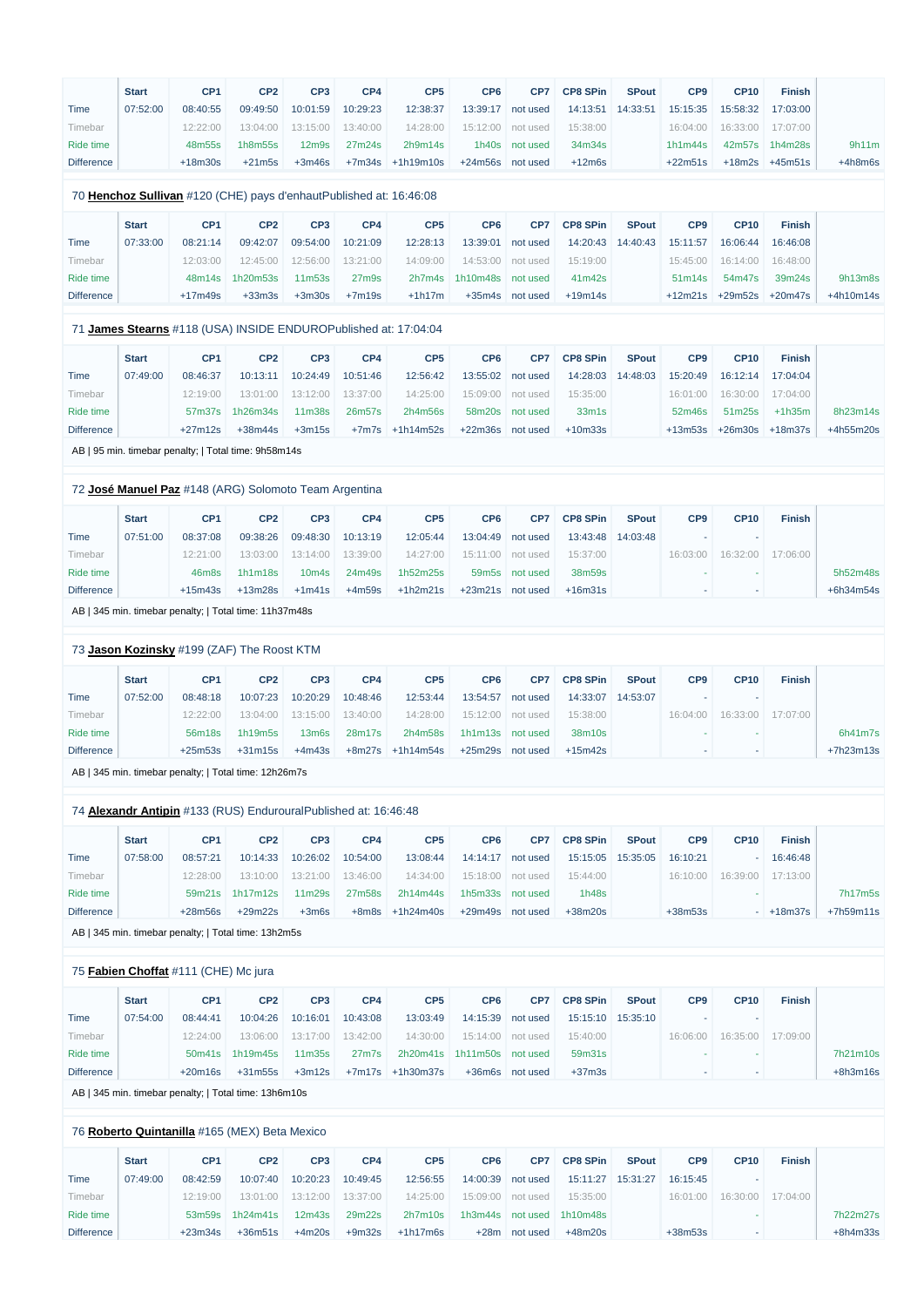| | Start | CP1 | CP2 | CP3 | CP4 | CP5 | CP6 | CP7 | CP8 SPin | SPout | CP9 | CP10 | Finish | |
|---|---|---|---|---|---|---|---|---|---|---|---|---|---|---|
| Time | 07:52:00 | 08:40:55 | 09:49:50 | 10:01:59 | 10:29:23 | 12:38:37 | 13:39:17 | not used | 14:13:51 | 14:33:51 | 15:15:35 | 15:58:32 | 17:03:00 | |
| Timebar | | 12:22:00 | 13:04:00 | 13:15:00 | 13:40:00 | 14:28:00 | 15:12:00 | not used | 15:38:00 | | 16:04:00 | 16:33:00 | 17:07:00 | |
| Ride time | | 48m55s | 1h8m55s | 12m9s | 27m24s | 2h9m14s | 1h40s | not used | 34m34s | | 1h1m44s | 42m57s | 1h4m28s | 9h11m |
| Difference | | +18m30s | +21m5s | +3m46s | +7m34s | +1h19m10s | +24m56s | not used | +12m6s | | +22m51s | +18m2s | +45m51s | +4h8m6s |

70 **Henchoz Sullivan** #120 (CHE) pays d'enhautPublished at: 16:46:08

| | Start | CP1 | CP2 | CP3 | CP4 | CP5 | CP6 | CP7 | CP8 SPin | SPout | CP9 | CP10 | Finish | |
|---|---|---|---|---|---|---|---|---|---|---|---|---|---|---|
| Time | 07:33:00 | 08:21:14 | 09:42:07 | 09:54:00 | 10:21:09 | 12:28:13 | 13:39:01 | not used | 14:20:43 | 14:40:43 | 15:11:57 | 16:06:44 | 16:46:08 | |
| Timebar | | 12:03:00 | 12:45:00 | 12:56:00 | 13:21:00 | 14:09:00 | 14:53:00 | not used | 15:19:00 | | 15:45:00 | 16:14:00 | 16:48:00 | |
| Ride time | | 48m14s | 1h20m53s | 11m53s | 27m9s | 2h7m4s | 1h10m48s | not used | 41m42s | | 51m14s | 54m47s | 39m24s | 9h13m8s |
| Difference | | +17m49s | +33m3s | +3m30s | +7m19s | +1h17m | +35m4s | not used | +19m14s | | +12m21s | +29m52s | +20m47s | +4h10m14s |

71 **James Stearns** #118 (USA) INSIDE ENDUROPublished at: 17:04:04

| | Start | CP1 | CP2 | CP3 | CP4 | CP5 | CP6 | CP7 | CP8 SPin | SPout | CP9 | CP10 | Finish | |
|---|---|---|---|---|---|---|---|---|---|---|---|---|---|---|
| Time | 07:49:00 | 08:46:37 | 10:13:11 | 10:24:49 | 10:51:46 | 12:56:42 | 13:55:02 | not used | 14:28:03 | 14:48:03 | 15:20:49 | 16:12:14 | 17:04:04 | |
| Timebar | | 12:19:00 | 13:01:00 | 13:12:00 | 13:37:00 | 14:25:00 | 15:09:00 | not used | 15:35:00 | | 16:01:00 | 16:30:00 | 17:04:00 | |
| Ride time | | 57m37s | 1h26m34s | 11m38s | 26m57s | 2h4m56s | 58m20s | not used | 33m1s | | 52m46s | 51m25s | +1h35m | 8h23m14s |
| Difference | | +27m12s | +38m44s | +3m15s | +7m7s | +1h14m52s | +22m36s | not used | +10m33s | | +13m53s | +26m30s | +18m37s | +4h55m20s |

AB | 95 min. timebar penalty; | Total time: 9h58m14s

72 **José Manuel Paz** #148 (ARG) Solomoto Team Argentina

| | Start | CP1 | CP2 | CP3 | CP4 | CP5 | CP6 | CP7 | CP8 SPin | SPout | CP9 | CP10 | Finish | |
|---|---|---|---|---|---|---|---|---|---|---|---|---|---|---|
| Time | 07:51:00 | 08:37:08 | 09:38:26 | 09:48:30 | 10:13:19 | 12:05:44 | 13:04:49 | not used | 13:43:48 | 14:03:48 | - | - | | |
| Timebar | | 12:21:00 | 13:03:00 | 13:14:00 | 13:39:00 | 14:27:00 | 15:11:00 | not used | 15:37:00 | | 16:03:00 | 16:32:00 | 17:06:00 | |
| Ride time | | 46m8s | 1h1m18s | 10m4s | 24m49s | 1h52m25s | 59m5s | not used | 38m59s | | - | - | | 5h52m48s |
| Difference | | +15m43s | +13m28s | +1m41s | +4m59s | +1h2m21s | +23m21s | not used | +16m31s | | - | - | | +6h34m54s |

AB | 345 min. timebar penalty; | Total time: 11h37m48s

73 **Jason Kozinsky** #199 (ZAF) The Roost KTM

| | Start | CP1 | CP2 | CP3 | CP4 | CP5 | CP6 | CP7 | CP8 SPin | SPout | CP9 | CP10 | Finish | |
|---|---|---|---|---|---|---|---|---|---|---|---|---|---|---|
| Time | 07:52:00 | 08:48:18 | 10:07:23 | 10:20:29 | 10:48:46 | 12:53:44 | 13:54:57 | not used | 14:33:07 | 14:53:07 | - | - | | |
| Timebar | | 12:22:00 | 13:04:00 | 13:15:00 | 13:40:00 | 14:28:00 | 15:12:00 | not used | 15:38:00 | | 16:04:00 | 16:33:00 | 17:07:00 | |
| Ride time | | 56m18s | 1h19m5s | 13m6s | 28m17s | 2h4m58s | 1h1m13s | not used | 38m10s | | - | - | | 6h41m7s |
| Difference | | +25m53s | +31m15s | +4m43s | +8m27s | +1h14m54s | +25m29s | not used | +15m42s | | - | - | | +7h23m13s |

AB | 345 min. timebar penalty; | Total time: 12h26m7s

74 **Alexandr Antipin** #133 (RUS) EndurouralPublished at: 16:46:48

| | Start | CP1 | CP2 | CP3 | CP4 | CP5 | CP6 | CP7 | CP8 SPin | SPout | CP9 | CP10 | Finish | |
|---|---|---|---|---|---|---|---|---|---|---|---|---|---|---|
| Time | 07:58:00 | 08:57:21 | 10:14:33 | 10:26:02 | 10:54:00 | 13:08:44 | 14:14:17 | not used | 15:15:05 | 15:35:05 | 16:10:21 | - | 16:46:48 | |
| Timebar | | 12:28:00 | 13:10:00 | 13:21:00 | 13:46:00 | 14:34:00 | 15:18:00 | not used | 15:44:00 | | 16:10:00 | 16:39:00 | 17:13:00 | |
| Ride time | | 59m21s | 1h17m12s | 11m29s | 27m58s | 2h14m44s | 1h5m33s | not used | 1h48s | | | - | | 7h17m5s |
| Difference | | +28m56s | +29m22s | +3m6s | +8m8s | +1h24m40s | +29m49s | not used | +38m20s | | +38m53s | - | +18m37s | +7h59m11s |

AB | 345 min. timebar penalty; | Total time: 13h2m5s

75 **Fabien Choffat** #111 (CHE) Mc jura

| | Start | CP1 | CP2 | CP3 | CP4 | CP5 | CP6 | CP7 | CP8 SPin | SPout | CP9 | CP10 | Finish | |
|---|---|---|---|---|---|---|---|---|---|---|---|---|---|---|
| Time | 07:54:00 | 08:44:41 | 10:04:26 | 10:16:01 | 10:43:08 | 13:03:49 | 14:15:39 | not used | 15:15:10 | 15:35:10 | - | - | | |
| Timebar | | 12:24:00 | 13:06:00 | 13:17:00 | 13:42:00 | 14:30:00 | 15:14:00 | not used | 15:40:00 | | 16:06:00 | 16:35:00 | 17:09:00 | |
| Ride time | | 50m41s | 1h19m45s | 11m35s | 27m7s | 2h20m41s | 1h11m50s | not used | 59m31s | | - | - | | 7h21m10s |
| Difference | | +20m16s | +31m55s | +3m12s | +7m17s | +1h30m37s | +36m6s | not used | +37m3s | | - | - | | +8h3m16s |

AB | 345 min. timebar penalty; | Total time: 13h6m10s

76 **Roberto Quintanilla** #165 (MEX) Beta Mexico

| | Start | CP1 | CP2 | CP3 | CP4 | CP5 | CP6 | CP7 | CP8 SPin | SPout | CP9 | CP10 | Finish | |
|---|---|---|---|---|---|---|---|---|---|---|---|---|---|---|
| Time | 07:49:00 | 08:42:59 | 10:07:40 | 10:20:23 | 10:49:45 | 12:56:55 | 14:00:39 | not used | 15:11:27 | 15:31:27 | 16:15:45 | - | | |
| Timebar | | 12:19:00 | 13:01:00 | 13:12:00 | 13:37:00 | 14:25:00 | 15:09:00 | not used | 15:35:00 | | 16:01:00 | 16:30:00 | 17:04:00 | |
| Ride time | | 53m59s | 1h24m41s | 12m43s | 29m22s | 2h7m10s | 1h3m44s | not used | 1h10m48s | | | - | | 7h22m27s |
| Difference | | +23m34s | +36m51s | +4m20s | +9m32s | +1h17m6s | +28m | not used | +48m20s | | +38m53s | - | | +8h4m33s |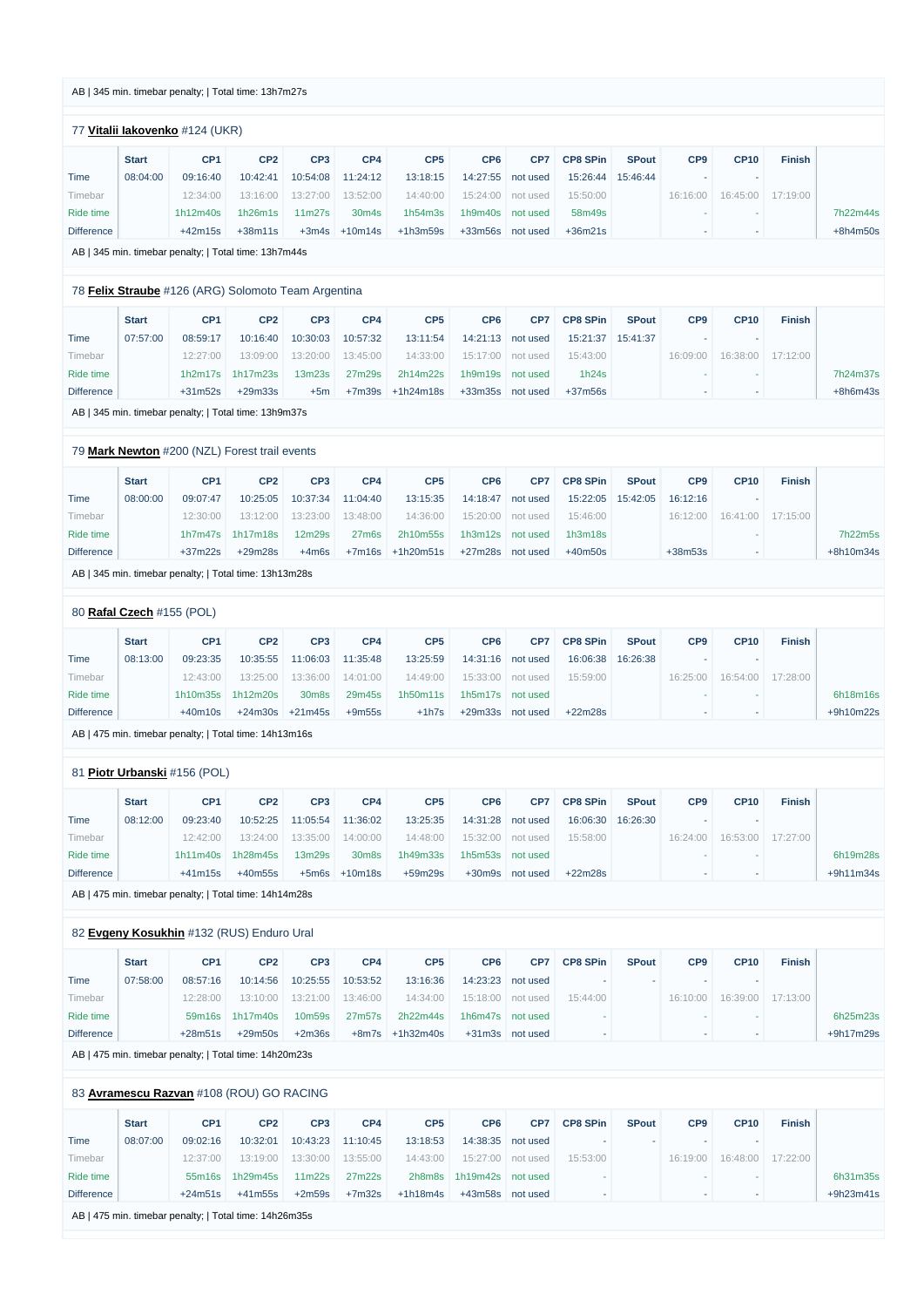AB | 345 min. timebar penalty; | Total time: 13h7m27s

77 **Vitalii Iakovenko** #124 (UKR)

| | Start | CP1 | CP2 | CP3 | CP4 | CP5 | CP6 | CP7 | CP8 SPin | SPout | CP9 | CP10 | Finish | |
|---|---|---|---|---|---|---|---|---|---|---|---|---|---|---|
| Time | 08:04:00 | 09:16:40 | 10:42:41 | 10:54:08 | 11:24:12 | 13:18:15 | 14:27:55 | not used | 15:26:44 | 15:46:44 | - | - | | |
| Timebar | | 12:34:00 | 13:16:00 | 13:27:00 | 13:52:00 | 14:40:00 | 15:24:00 | not used | 15:50:00 | | 16:16:00 | 16:45:00 | 17:19:00 | |
| Ride time | | 1h12m40s | 1h26m1s | 11m27s | 30m4s | 1h54m3s | 1h9m40s | not used | 58m49s | | - | - | | 7h22m44s |
| Difference | | +42m15s | +38m11s | +3m4s | +10m14s | +1h3m59s | +33m56s | not used | +36m21s | | - | - | | +8h4m50s |

AB | 345 min. timebar penalty; | Total time: 13h7m44s

78 **Felix Straube** #126 (ARG) Solomoto Team Argentina

| | Start | CP1 | CP2 | CP3 | CP4 | CP5 | CP6 | CP7 | CP8 SPin | SPout | CP9 | CP10 | Finish | |
|---|---|---|---|---|---|---|---|---|---|---|---|---|---|---|
| Time | 07:57:00 | 08:59:17 | 10:16:40 | 10:30:03 | 10:57:32 | 13:11:54 | 14:21:13 | not used | 15:21:37 | 15:41:37 | - | - | | |
| Timebar | | 12:27:00 | 13:09:00 | 13:20:00 | 13:45:00 | 14:33:00 | 15:17:00 | not used | 15:43:00 | | 16:09:00 | 16:38:00 | 17:12:00 | |
| Ride time | | 1h2m17s | 1h17m23s | 13m23s | 27m29s | 2h14m22s | 1h9m19s | not used | 1h24s | | - | - | | 7h24m37s |
| Difference | | +31m52s | +29m33s | +5m | +7m39s | +1h24m18s | +33m35s | not used | +37m56s | | - | - | | +8h6m43s |

AB | 345 min. timebar penalty; | Total time: 13h9m37s

79 **Mark Newton** #200 (NZL) Forest trail events

| | Start | CP1 | CP2 | CP3 | CP4 | CP5 | CP6 | CP7 | CP8 SPin | SPout | CP9 | CP10 | Finish | |
|---|---|---|---|---|---|---|---|---|---|---|---|---|---|---|
| Time | 08:00:00 | 09:07:47 | 10:25:05 | 10:37:34 | 11:04:40 | 13:15:35 | 14:18:47 | not used | 15:22:05 | 15:42:05 | 16:12:16 | - | | |
| Timebar | | 12:30:00 | 13:12:00 | 13:23:00 | 13:48:00 | 14:36:00 | 15:20:00 | not used | 15:46:00 | | 16:12:00 | 16:41:00 | 17:15:00 | |
| Ride time | | 1h7m47s | 1h17m18s | 12m29s | 27m6s | 2h10m55s | 1h3m12s | not used | 1h3m18s | | | - | | 7h22m5s |
| Difference | | +37m22s | +29m28s | +4m6s | +7m16s | +1h20m51s | +27m28s | not used | +40m50s | | +38m53s | - | | +8h10m34s |

AB | 345 min. timebar penalty; | Total time: 13h13m28s

80 **Rafal Czech** #155 (POL)

| | Start | CP1 | CP2 | CP3 | CP4 | CP5 | CP6 | CP7 | CP8 SPin | SPout | CP9 | CP10 | Finish | |
|---|---|---|---|---|---|---|---|---|---|---|---|---|---|---|
| Time | 08:13:00 | 09:23:35 | 10:35:55 | 11:06:03 | 11:35:48 | 13:25:59 | 14:31:16 | not used | 16:06:38 | 16:26:38 | - | - | | |
| Timebar | | 12:43:00 | 13:25:00 | 13:36:00 | 14:01:00 | 14:49:00 | 15:33:00 | not used | 15:59:00 | | 16:25:00 | 16:54:00 | 17:28:00 | |
| Ride time | | 1h10m35s | 1h12m20s | 30m8s | 29m45s | 1h50m11s | 1h5m17s | not used | | | - | - | | 6h18m16s |
| Difference | | +40m10s | +24m30s | +21m45s | +9m55s | +1h7s | +29m33s | not used | +22m28s | | - | - | | +9h10m22s |

AB | 475 min. timebar penalty; | Total time: 14h13m16s

81 **Piotr Urbanski** #156 (POL)

| | Start | CP1 | CP2 | CP3 | CP4 | CP5 | CP6 | CP7 | CP8 SPin | SPout | CP9 | CP10 | Finish | |
|---|---|---|---|---|---|---|---|---|---|---|---|---|---|---|
| Time | 08:12:00 | 09:23:40 | 10:52:25 | 11:05:54 | 11:36:02 | 13:25:35 | 14:31:28 | not used | 16:06:30 | 16:26:30 | - | - | | |
| Timebar | | 12:42:00 | 13:24:00 | 13:35:00 | 14:00:00 | 14:48:00 | 15:32:00 | not used | 15:58:00 | | 16:24:00 | 16:53:00 | 17:27:00 | |
| Ride time | | 1h11m40s | 1h28m45s | 13m29s | 30m8s | 1h49m33s | 1h5m53s | not used | | | - | - | | 6h19m28s |
| Difference | | +41m15s | +40m55s | +5m6s | +10m18s | +59m29s | +30m9s | not used | +22m28s | | - | - | | +9h11m34s |

AB | 475 min. timebar penalty; | Total time: 14h14m28s

82 **Evgeny Kosukhin** #132 (RUS) Enduro Ural

| | Start | CP1 | CP2 | CP3 | CP4 | CP5 | CP6 | CP7 | CP8 SPin | SPout | CP9 | CP10 | Finish | |
|---|---|---|---|---|---|---|---|---|---|---|---|---|---|---|
| Time | 07:58:00 | 08:57:16 | 10:14:56 | 10:25:55 | 10:53:52 | 13:16:36 | 14:23:23 | not used | - | - | - | - | | |
| Timebar | | 12:28:00 | 13:10:00 | 13:21:00 | 13:46:00 | 14:34:00 | 15:18:00 | not used | 15:44:00 | | 16:10:00 | 16:39:00 | 17:13:00 | |
| Ride time | | 59m16s | 1h17m40s | 10m59s | 27m57s | 2h22m44s | 1h6m47s | not used | - | | - | - | | 6h25m23s |
| Difference | | +28m51s | +29m50s | +2m36s | +8m7s | +1h32m40s | +31m3s | not used | - | | - | - | | +9h17m29s |

AB | 475 min. timebar penalty; | Total time: 14h20m23s

83 **Avramescu Razvan** #108 (ROU) GO RACING

| | Start | CP1 | CP2 | CP3 | CP4 | CP5 | CP6 | CP7 | CP8 SPin | SPout | CP9 | CP10 | Finish | |
|---|---|---|---|---|---|---|---|---|---|---|---|---|---|---|
| Time | 08:07:00 | 09:02:16 | 10:32:01 | 10:43:23 | 11:10:45 | 13:18:53 | 14:38:35 | not used | - | - | - | - | | |
| Timebar | | 12:37:00 | 13:19:00 | 13:30:00 | 13:55:00 | 14:43:00 | 15:27:00 | not used | 15:53:00 | | 16:19:00 | 16:48:00 | 17:22:00 | |
| Ride time | | 55m16s | 1h29m45s | 11m22s | 27m22s | 2h8m8s | 1h19m42s | not used | - | | - | - | | 6h31m35s |
| Difference | | +24m51s | +41m55s | +2m59s | +7m32s | +1h18m4s | +43m58s | not used | - | | - | - | | +9h23m41s |

AB | 475 min. timebar penalty; | Total time: 14h26m35s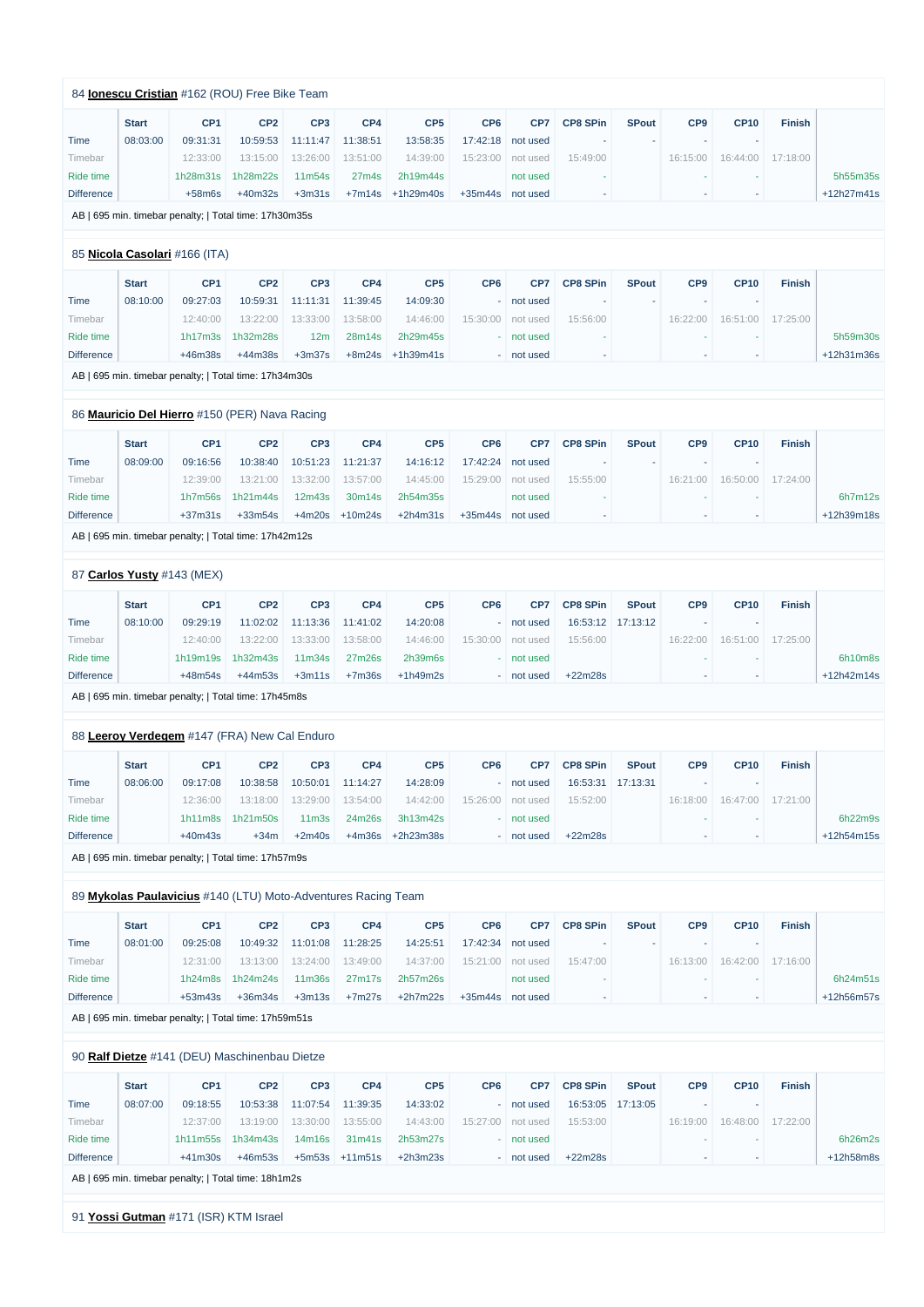84 **Ionescu Cristian** #162 (ROU) Free Bike Team

| | Start | CP1 | CP2 | CP3 | CP4 | CP5 | CP6 | CP7 | CP8 SPin | SPout | CP9 | CP10 | Finish | |
|---|---|---|---|---|---|---|---|---|---|---|---|---|---|---|
| Time | 08:03:00 | 09:31:31 | 10:59:53 | 11:11:47 | 11:38:51 | 13:58:35 | 17:42:18 | not used | - | - | - | - | | |
| Timebar | | 12:33:00 | 13:15:00 | 13:26:00 | 13:51:00 | 14:39:00 | 15:23:00 | not used | 15:49:00 | | 16:15:00 | 16:44:00 | 17:18:00 | |
| Ride time | | 1h28m31s | 1h28m22s | 11m54s | 27m4s | 2h19m44s | | not used | - | | - | - | | 5h55m35s |
| Difference | | +58m6s | +40m32s | +3m31s | +7m14s | +1h29m40s | +35m44s | not used | - | | - | - | | +12h27m41s |

AB | 695 min. timebar penalty; | Total time: 17h30m35s

85 **Nicola Casolari** #166 (ITA)

| | Start | CP1 | CP2 | CP3 | CP4 | CP5 | CP6 | CP7 | CP8 SPin | SPout | CP9 | CP10 | Finish | |
|---|---|---|---|---|---|---|---|---|---|---|---|---|---|---|
| Time | 08:10:00 | 09:27:03 | 10:59:31 | 11:11:31 | 11:39:45 | 14:09:30 | - | not used | - | - | - | - | | |
| Timebar | | 12:40:00 | 13:22:00 | 13:33:00 | 13:58:00 | 14:46:00 | 15:30:00 | not used | 15:56:00 | | 16:22:00 | 16:51:00 | 17:25:00 | |
| Ride time | | 1h17m3s | 1h32m28s | 12m | 28m14s | 2h29m45s | - | not used | - | | - | - | | 5h59m30s |
| Difference | | +46m38s | +44m38s | +3m37s | +8m24s | +1h39m41s | - | not used | - | | - | - | | +12h31m36s |

AB | 695 min. timebar penalty; | Total time: 17h34m30s

86 **Mauricio Del Hierro** #150 (PER) Nava Racing

| | Start | CP1 | CP2 | CP3 | CP4 | CP5 | CP6 | CP7 | CP8 SPin | SPout | CP9 | CP10 | Finish | |
|---|---|---|---|---|---|---|---|---|---|---|---|---|---|---|
| Time | 08:09:00 | 09:16:56 | 10:38:40 | 10:51:23 | 11:21:37 | 14:16:12 | 17:42:24 | not used | - | - | - | - | | |
| Timebar | | 12:39:00 | 13:21:00 | 13:32:00 | 13:57:00 | 14:45:00 | 15:29:00 | not used | 15:55:00 | | 16:21:00 | 16:50:00 | 17:24:00 | |
| Ride time | | 1h7m56s | 1h21m44s | 12m43s | 30m14s | 2h54m35s | | not used | - | | - | - | | 6h7m12s |
| Difference | | +37m31s | +33m54s | +4m20s | +10m24s | +2h4m31s | +35m44s | not used | - | | - | - | | +12h39m18s |

AB | 695 min. timebar penalty; | Total time: 17h42m12s

87 **Carlos Yusty** #143 (MEX)

| | Start | CP1 | CP2 | CP3 | CP4 | CP5 | CP6 | CP7 | CP8 SPin | SPout | CP9 | CP10 | Finish | |
|---|---|---|---|---|---|---|---|---|---|---|---|---|---|---|
| Time | 08:10:00 | 09:29:19 | 11:02:02 | 11:13:36 | 11:41:02 | 14:20:08 | - | not used | 16:53:12 | 17:13:12 | - | - | | |
| Timebar | | 12:40:00 | 13:22:00 | 13:33:00 | 13:58:00 | 14:46:00 | 15:30:00 | not used | 15:56:00 | | 16:22:00 | 16:51:00 | 17:25:00 | |
| Ride time | | 1h19m19s | 1h32m43s | 11m34s | 27m26s | 2h39m6s | - | not used | | | - | - | | 6h10m8s |
| Difference | | +48m54s | +44m53s | +3m11s | +7m36s | +1h49m2s | - | not used | +22m28s | | - | - | | +12h42m14s |

AB | 695 min. timebar penalty; | Total time: 17h45m8s

88 **Leeroy Verdegem** #147 (FRA) New Cal Enduro

| | Start | CP1 | CP2 | CP3 | CP4 | CP5 | CP6 | CP7 | CP8 SPin | SPout | CP9 | CP10 | Finish | |
|---|---|---|---|---|---|---|---|---|---|---|---|---|---|---|
| Time | 08:06:00 | 09:17:08 | 10:38:58 | 10:50:01 | 11:14:27 | 14:28:09 | - | not used | 16:53:31 | 17:13:31 | - | - | | |
| Timebar | | 12:36:00 | 13:18:00 | 13:29:00 | 13:54:00 | 14:42:00 | 15:26:00 | not used | 15:52:00 | | 16:18:00 | 16:47:00 | 17:21:00 | |
| Ride time | | 1h11m8s | 1h21m50s | 11m3s | 24m26s | 3h13m42s | - | not used | | | - | - | | 6h22m9s |
| Difference | | +40m43s | +34m | +2m40s | +4m36s | +2h23m38s | - | not used | +22m28s | | - | - | | +12h54m15s |

AB | 695 min. timebar penalty; | Total time: 17h57m9s

89 **Mykolas Paulavicius** #140 (LTU) Moto-Adventures Racing Team

| | Start | CP1 | CP2 | CP3 | CP4 | CP5 | CP6 | CP7 | CP8 SPin | SPout | CP9 | CP10 | Finish | |
|---|---|---|---|---|---|---|---|---|---|---|---|---|---|---|
| Time | 08:01:00 | 09:25:08 | 10:49:32 | 11:01:08 | 11:28:25 | 14:25:51 | 17:42:34 | not used | - | - | - | - | | |
| Timebar | | 12:31:00 | 13:13:00 | 13:24:00 | 13:49:00 | 14:37:00 | 15:21:00 | not used | 15:47:00 | | 16:13:00 | 16:42:00 | 17:16:00 | |
| Ride time | | 1h24m8s | 1h24m24s | 11m36s | 27m17s | 2h57m26s | | not used | - | | - | - | | 6h24m51s |
| Difference | | +53m43s | +36m34s | +3m13s | +7m27s | +2h7m22s | +35m44s | not used | - | | - | - | | +12h56m57s |

AB | 695 min. timebar penalty; | Total time: 17h59m51s

90 **Ralf Dietze** #141 (DEU) Maschinenbau Dietze

| | Start | CP1 | CP2 | CP3 | CP4 | CP5 | CP6 | CP7 | CP8 SPin | SPout | CP9 | CP10 | Finish | |
|---|---|---|---|---|---|---|---|---|---|---|---|---|---|---|
| Time | 08:07:00 | 09:18:55 | 10:53:38 | 11:07:54 | 11:39:35 | 14:33:02 | - | not used | 16:53:05 | 17:13:05 | - | - | | |
| Timebar | | 12:37:00 | 13:19:00 | 13:30:00 | 13:55:00 | 14:43:00 | 15:27:00 | not used | 15:53:00 | | 16:19:00 | 16:48:00 | 17:22:00 | |
| Ride time | | 1h11m55s | 1h34m43s | 14m16s | 31m41s | 2h53m27s | - | not used | | | - | - | | 6h26m2s |
| Difference | | +41m30s | +46m53s | +5m53s | +11m51s | +2h3m23s | - | not used | +22m28s | | - | - | | +12h58m8s |

AB | 695 min. timebar penalty; | Total time: 18h1m2s

91 **Yossi Gutman** #171 (ISR) KTM Israel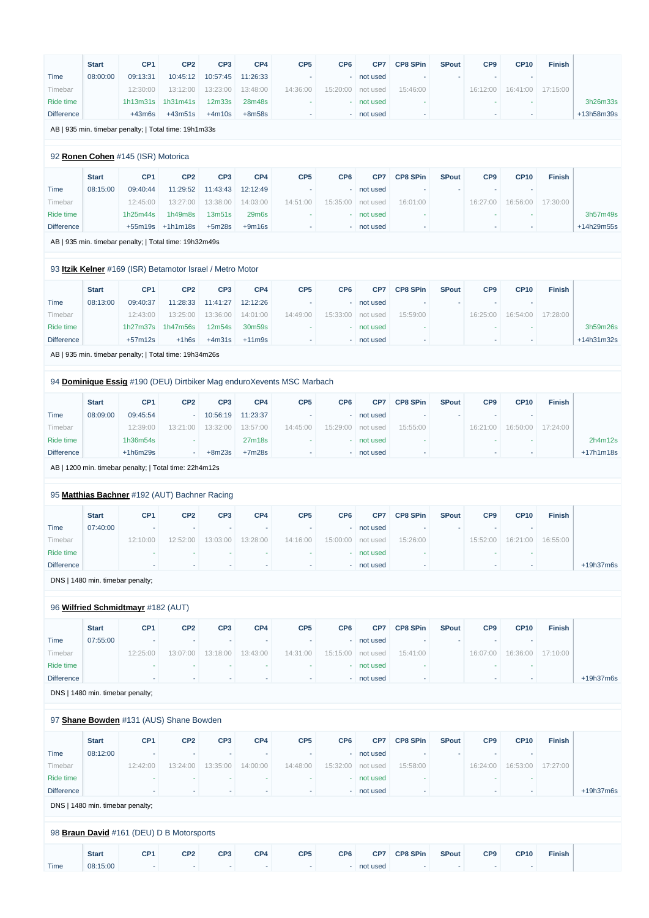| | Start | CP1 | CP2 | CP3 | CP4 | CP5 | CP6 | CP7 | CP8 SPin | SPout | CP9 | CP10 | Finish | |
|---|---|---|---|---|---|---|---|---|---|---|---|---|---|---|
| Time | 08:00:00 | 09:13:31 | 10:45:12 | 10:57:45 | 11:26:33 | - | - | not used | - | - | - | - | | |
| Timebar | | 12:30:00 | 13:12:00 | 13:23:00 | 13:48:00 | 14:36:00 | 15:20:00 | not used | 15:46:00 | | 16:12:00 | 16:41:00 | 17:15:00 | |
| Ride time | | 1h13m31s | 1h31m41s | 12m33s | 28m48s | - | - | not used | - | | - | - | | 3h26m33s |
| Difference | | +43m6s | +43m51s | +4m10s | +8m58s | - | - | not used | - | | - | - | | +13h58m39s |

AB | 935 min. timebar penalty; | Total time: 19h1m33s

92 **Ronen Cohen** #145 (ISR) Motorica

| | Start | CP1 | CP2 | CP3 | CP4 | CP5 | CP6 | CP7 | CP8 SPin | SPout | CP9 | CP10 | Finish | |
|---|---|---|---|---|---|---|---|---|---|---|---|---|---|---|
| Time | 08:15:00 | 09:40:44 | 11:29:52 | 11:43:43 | 12:12:49 | - | - | not used | - | - | - | - | | |
| Timebar | | 12:45:00 | 13:27:00 | 13:38:00 | 14:03:00 | 14:51:00 | 15:35:00 | not used | 16:01:00 | | 16:27:00 | 16:56:00 | 17:30:00 | |
| Ride time | | 1h25m44s | 1h49m8s | 13m51s | 29m6s | - | - | not used | - | | - | - | | 3h57m49s |
| Difference | | +55m19s | +1h1m18s | +5m28s | +9m16s | - | - | not used | - | | - | - | | +14h29m55s |

AB | 935 min. timebar penalty; | Total time: 19h32m49s

93 **Itzik Kelner** #169 (ISR) Betamotor Israel / Metro Motor

| | Start | CP1 | CP2 | CP3 | CP4 | CP5 | CP6 | CP7 | CP8 SPin | SPout | CP9 | CP10 | Finish | |
|---|---|---|---|---|---|---|---|---|---|---|---|---|---|---|
| Time | 08:13:00 | 09:40:37 | 11:28:33 | 11:41:27 | 12:12:26 | - | - | not used | - | - | - | - | | |
| Timebar | | 12:43:00 | 13:25:00 | 13:36:00 | 14:01:00 | 14:49:00 | 15:33:00 | not used | 15:59:00 | | 16:25:00 | 16:54:00 | 17:28:00 | |
| Ride time | | 1h27m37s | 1h47m56s | 12m54s | 30m59s | - | - | not used | - | | - | - | | 3h59m26s |
| Difference | | +57m12s | +1h6s | +4m31s | +11m9s | - | - | not used | - | | - | - | | +14h31m32s |

AB | 935 min. timebar penalty; | Total time: 19h34m26s

94 **Dominique Essig** #190 (DEU) Dirtbiker Mag enduroXevents MSC Marbach

| | Start | CP1 | CP2 | CP3 | CP4 | CP5 | CP6 | CP7 | CP8 SPin | SPout | CP9 | CP10 | Finish | |
|---|---|---|---|---|---|---|---|---|---|---|---|---|---|---|
| Time | 08:09:00 | 09:45:54 | - | 10:56:19 | 11:23:37 | - | - | not used | - | - | - | - | | |
| Timebar | | 12:39:00 | 13:21:00 | 13:32:00 | 13:57:00 | 14:45:00 | 15:29:00 | not used | 15:55:00 | | 16:21:00 | 16:50:00 | 17:24:00 | |
| Ride time | | 1h36m54s | - | | 27m18s | - | - | not used | - | | - | - | | 2h4m12s |
| Difference | | +1h6m29s | - | +8m23s | +7m28s | - | - | not used | - | | - | - | | +17h1m18s |

AB | 1200 min. timebar penalty; | Total time: 22h4m12s

95 **Matthias Bachner** #192 (AUT) Bachner Racing

| | Start | CP1 | CP2 | CP3 | CP4 | CP5 | CP6 | CP7 | CP8 SPin | SPout | CP9 | CP10 | Finish | |
|---|---|---|---|---|---|---|---|---|---|---|---|---|---|---|
| Time | 07:40:00 | - | - | - | - | - | - | not used | - | - | - | - | | |
| Timebar | | 12:10:00 | 12:52:00 | 13:03:00 | 13:28:00 | 14:16:00 | 15:00:00 | not used | 15:26:00 | | 15:52:00 | 16:21:00 | 16:55:00 | |
| Ride time | | - | - | - | - | - | - | not used | - | | - | - | | |
| Difference | | - | - | - | - | - | - | not used | - | | - | - | | +19h37m6s |

DNS | 1480 min. timebar penalty;

96 **Wilfried Schmidtmayr** #182 (AUT)

| | Start | CP1 | CP2 | CP3 | CP4 | CP5 | CP6 | CP7 | CP8 SPin | SPout | CP9 | CP10 | Finish | |
|---|---|---|---|---|---|---|---|---|---|---|---|---|---|---|
| Time | 07:55:00 | - | - | - | - | - | - | not used | - | - | - | - | | |
| Timebar | | 12:25:00 | 13:07:00 | 13:18:00 | 13:43:00 | 14:31:00 | 15:15:00 | not used | 15:41:00 | | 16:07:00 | 16:36:00 | 17:10:00 | |
| Ride time | | - | - | - | - | - | - | not used | - | | - | - | | |
| Difference | | - | - | - | - | - | - | not used | - | | - | - | | +19h37m6s |

DNS | 1480 min. timebar penalty;

97 **Shane Bowden** #131 (AUS) Shane Bowden

| | Start | CP1 | CP2 | CP3 | CP4 | CP5 | CP6 | CP7 | CP8 SPin | SPout | CP9 | CP10 | Finish | |
|---|---|---|---|---|---|---|---|---|---|---|---|---|---|---|
| Time | 08:12:00 | - | - | - | - | - | - | not used | - | - | - | - | | |
| Timebar | | 12:42:00 | 13:24:00 | 13:35:00 | 14:00:00 | 14:48:00 | 15:32:00 | not used | 15:58:00 | | 16:24:00 | 16:53:00 | 17:27:00 | |
| Ride time | | - | - | - | - | - | - | not used | - | | - | - | | |
| Difference | | - | - | - | - | - | - | not used | - | | - | - | | +19h37m6s |

DNS | 1480 min. timebar penalty;

98 **Braun David** #161 (DEU) D B Motorsports

| | Start | CP1 | CP2 | CP3 | CP4 | CP5 | CP6 | CP7 | CP8 SPin | SPout | CP9 | CP10 | Finish | |
|---|---|---|---|---|---|---|---|---|---|---|---|---|---|---|
| Time | 08:15:00 | - | - | - | - | - | - | not used | - | - | - | - | | |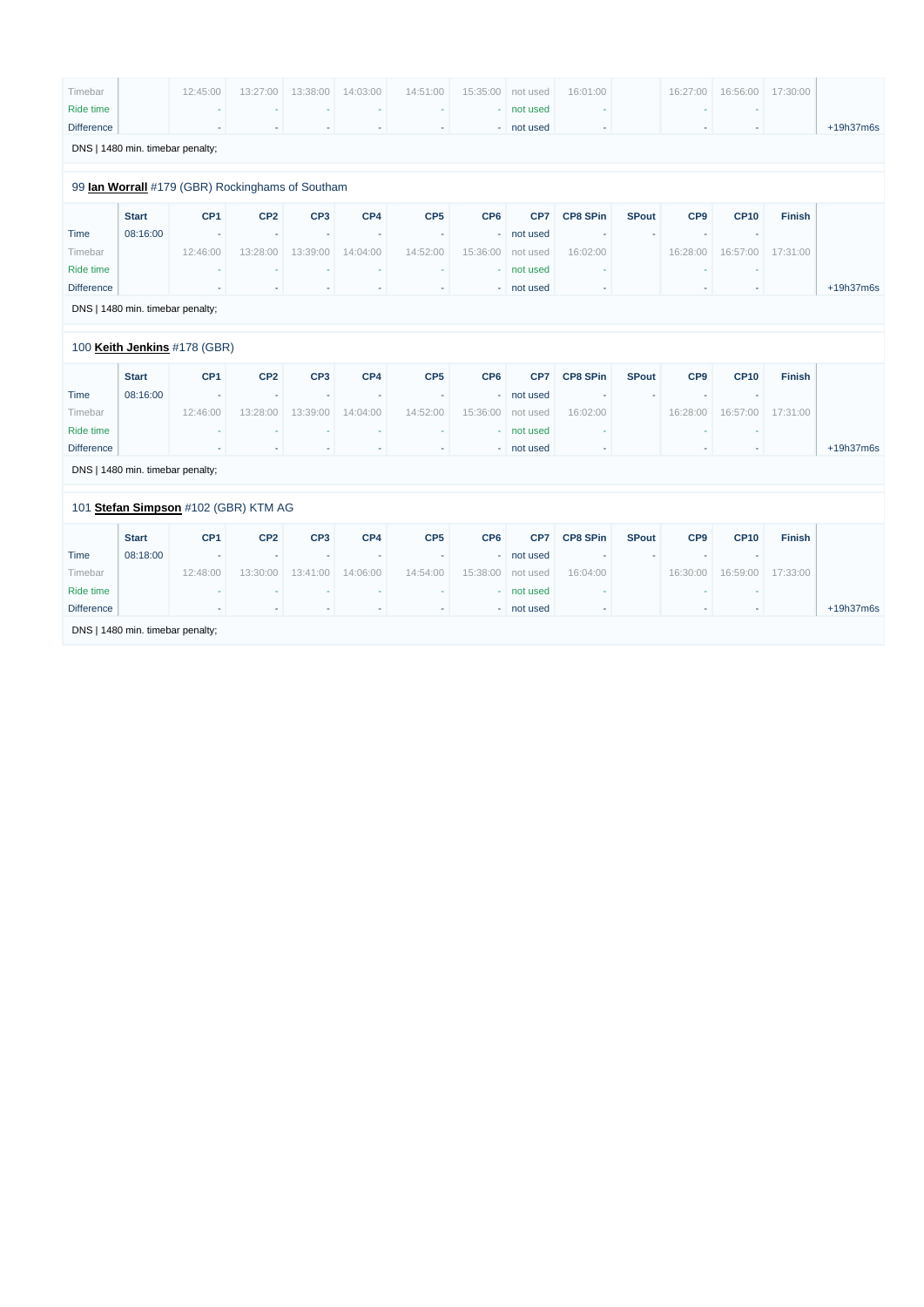| | Start | CP1 | CP2 | CP3 | CP4 | CP5 | CP6 | CP7 | CP8 SPin | SPout | CP9 | CP10 | Finish | |
|---|---|---|---|---|---|---|---|---|---|---|---|---|---|---|
| Timebar | | 12:45:00 | 13:27:00 | 13:38:00 | 14:03:00 | 14:51:00 | 15:35:00 | not used | 16:01:00 | | 16:27:00 | 16:56:00 | 17:30:00 | |
| Ride time | | - | - | - | - | - | - | not used | - | | - | - | | |
| Difference | | - | - | - | - | - | - | not used | - | | - | - | | +19h37m6s |

DNS | 1480 min. timebar penalty;

99 **Ian Worrall** #179 (GBR) Rockinghams of Southam

| | Start | CP1 | CP2 | CP3 | CP4 | CP5 | CP6 | CP7 | CP8 SPin | SPout | CP9 | CP10 | Finish | |
|---|---|---|---|---|---|---|---|---|---|---|---|---|---|---|
| Time | 08:16:00 | - | - | - | - | - | - | not used | - | - | - | - | | |
| Timebar | | 12:46:00 | 13:28:00 | 13:39:00 | 14:04:00 | 14:52:00 | 15:36:00 | not used | 16:02:00 | | 16:28:00 | 16:57:00 | 17:31:00 | |
| Ride time | | - | - | - | - | - | - | not used | - | | - | - | | |
| Difference | | - | - | - | - | - | - | not used | - | | - | - | | +19h37m6s |

DNS | 1480 min. timebar penalty;

100 **Keith Jenkins** #178 (GBR)

| | Start | CP1 | CP2 | CP3 | CP4 | CP5 | CP6 | CP7 | CP8 SPin | SPout | CP9 | CP10 | Finish | |
|---|---|---|---|---|---|---|---|---|---|---|---|---|---|---|
| Time | 08:16:00 | - | - | - | - | - | - | not used | - | - | - | - | | |
| Timebar | | 12:46:00 | 13:28:00 | 13:39:00 | 14:04:00 | 14:52:00 | 15:36:00 | not used | 16:02:00 | | 16:28:00 | 16:57:00 | 17:31:00 | |
| Ride time | | - | - | - | - | - | - | not used | - | | - | - | | |
| Difference | | - | - | - | - | - | - | not used | - | | - | - | | +19h37m6s |

DNS | 1480 min. timebar penalty;

101 **Stefan Simpson** #102 (GBR) KTM AG

| | Start | CP1 | CP2 | CP3 | CP4 | CP5 | CP6 | CP7 | CP8 SPin | SPout | CP9 | CP10 | Finish | |
|---|---|---|---|---|---|---|---|---|---|---|---|---|---|---|
| Time | 08:18:00 | - | - | - | - | - | - | not used | - | - | - | - | | |
| Timebar | | 12:48:00 | 13:30:00 | 13:41:00 | 14:06:00 | 14:54:00 | 15:38:00 | not used | 16:04:00 | | 16:30:00 | 16:59:00 | 17:33:00 | |
| Ride time | | - | - | - | - | - | - | not used | - | | - | - | | |
| Difference | | - | - | - | - | - | - | not used | - | | - | - | | +19h37m6s |

DNS | 1480 min. timebar penalty;